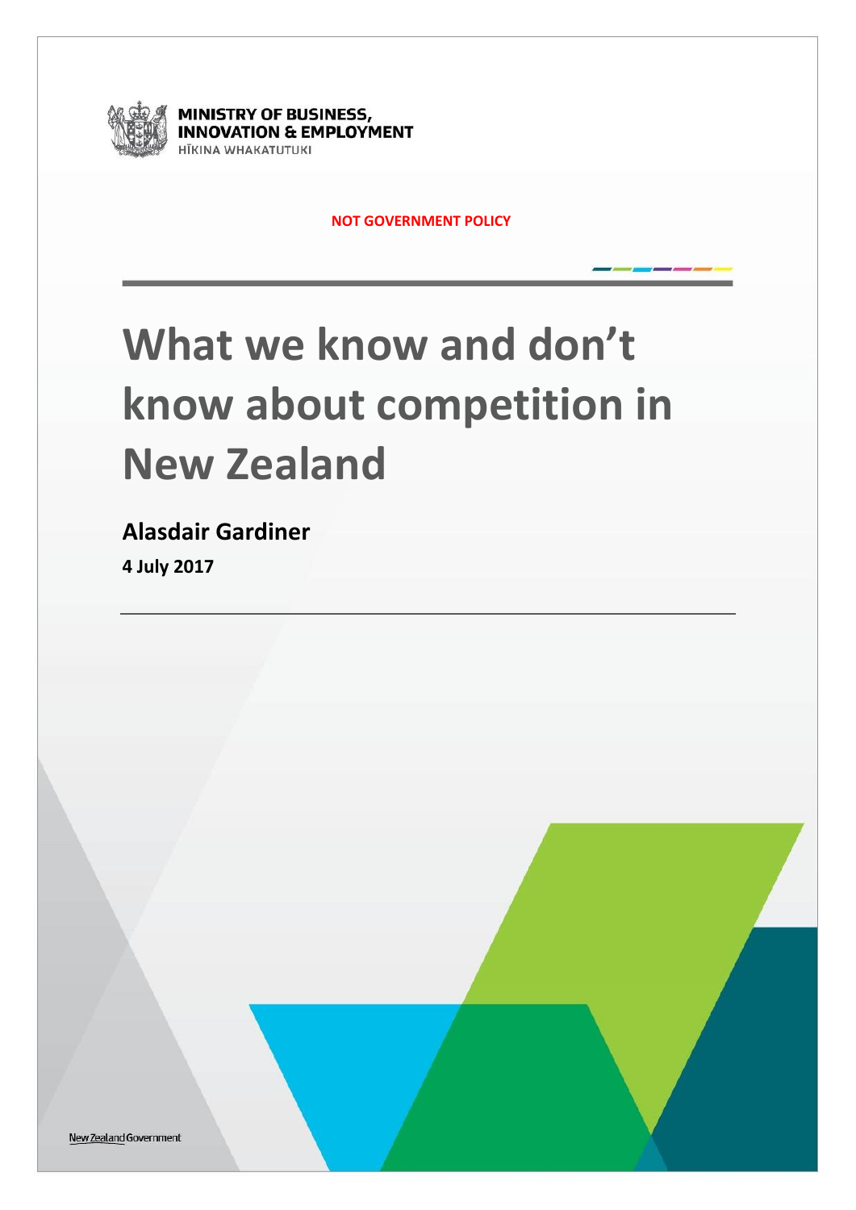MINISTRY OF BUSINESS, INNOVATION & EMPLOYMENT

HĪKINA WHAKATUTUKI

NOT GOVERNMENT POLICY

# What we know and don't know about competition in New Zealand

**Alasdair Gardiner**

**4 July 2017**

New Zealand Government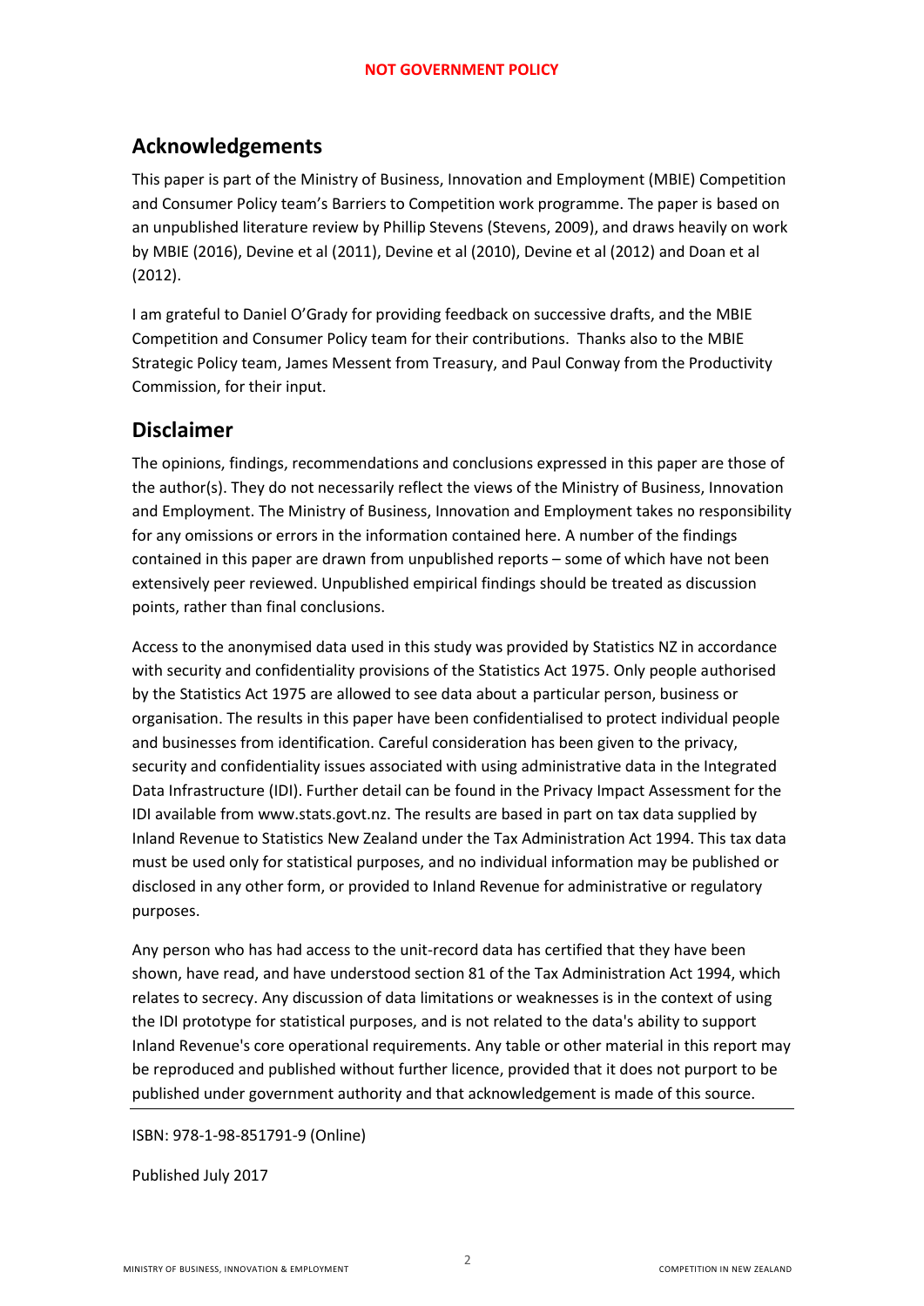## Acknowledgements

This paper is part of the Ministry of Business, Innovation and Employment (MBIE) Competition and Consumer Policy team's Barriers to Competition work programme. The paper is based on an unpublished literature review by Phillip Stevens (Stevens, 2009), and draws heavily on work by MBIE (2016), Devine et al (2011), Devine et al (2010), Devine et al (2012) and Doan et al (2012).

I am grateful to Daniel O'Grady for providing feedback on successive drafts, and the MBIE Competition and Consumer Policy team for their contributions. Thanks also to the MBIE Strategic Policy team, James Messent from Treasury, and Paul Conway from the Productivity Commission, for their input.

## Disclaimer

The opinions, findings, recommendations and conclusions expressed in this paper are those of the author(s). They do not necessarily reflect the views of the Ministry of Business, Innovation and Employment. The Ministry of Business, Innovation and Employment takes no responsibility for any omissions or errors in the information contained here. A number of the findings contained in this paper are drawn from unpublished reports – some of which have not been extensively peer reviewed. Unpublished empirical findings should be treated as discussion points, rather than final conclusions.

Access to the anonymised data used in this study was provided by Statistics NZ in accordance with security and confidentiality provisions of the Statistics Act 1975. Only people authorised by the Statistics Act 1975 are allowed to see data about a particular person, business or organisation. The results in this paper have been confidentialised to protect individual people and businesses from identification. Careful consideration has been given to the privacy, security and confidentiality issues associated with using administrative data in the Integrated Data Infrastructure (IDI). Further detail can be found in the Privacy Impact Assessment for the IDI available from www.stats.govt.nz. The results are based in part on tax data supplied by Inland Revenue to Statistics New Zealand under the Tax Administration Act 1994. This tax data must be used only for statistical purposes, and no individual information may be published or disclosed in any other form, or provided to Inland Revenue for administrative or regulatory purposes.

Any person who has had access to the unit-record data has certified that they have been shown, have read, and have understood section 81 of the Tax Administration Act 1994, which relates to secrecy. Any discussion of data limitations or weaknesses is in the context of using the IDI prototype for statistical purposes, and is not related to the data's ability to support Inland Revenue's core operational requirements. Any table or other material in this report may be reproduced and published without further licence, provided that it does not purport to be published under government authority and that acknowledgement is made of this source.

---

ISBN: 978-1-98-851791-9 (Online)

Published July 2017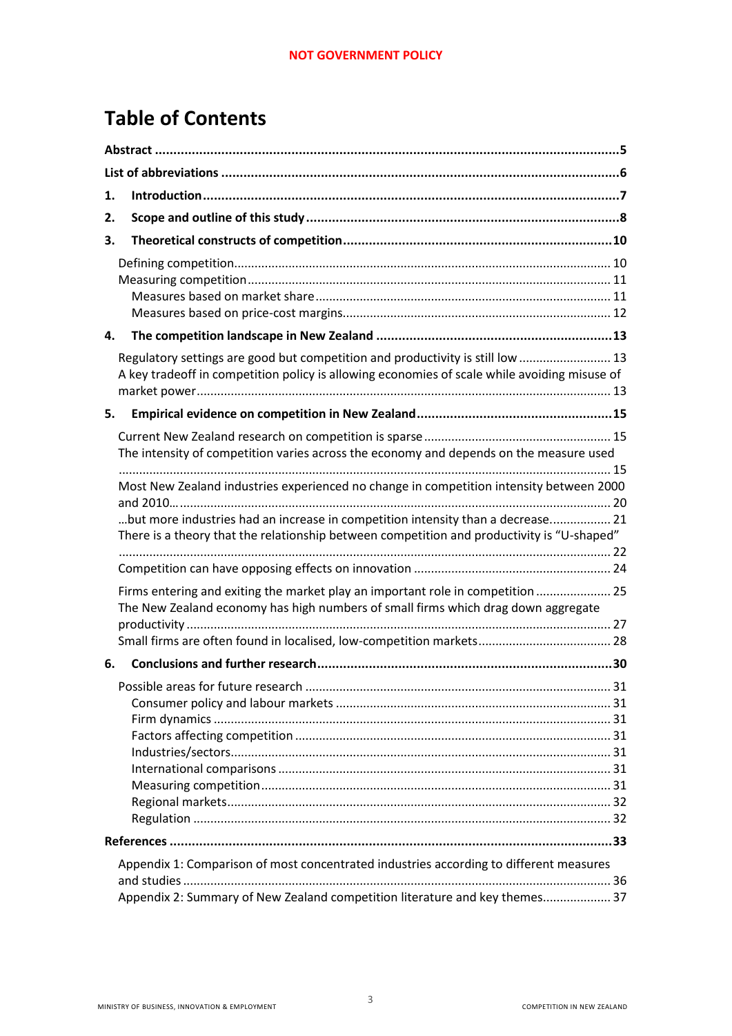NOT GOVERNMENT POLICY

# Table of Contents

**Abstract** .... 5

**List of abbreviations** .... 6

**1. Introduction** .... 7

**2. Scope and outline of this study** .... 8

**3. Theoretical constructs of competition** .... 10

- Defining competition .... 10
- Measuring competition .... 11
  - Measures based on market share .... 11
  - Measures based on price-cost margins .... 12

**4. The competition landscape in New Zealand** .... 13

- Regulatory settings are good but competition and productivity is still low .... 13
- A key tradeoff in competition policy is allowing economies of scale while avoiding misuse of market power .... 13

**5. Empirical evidence on competition in New Zealand** .... 15

- Current New Zealand research on competition is sparse .... 15
- The intensity of competition varies across the economy and depends on the measure used .... 15
- Most New Zealand industries experienced no change in competition intensity between 2000 and 2010… .... 20
- …but more industries had an increase in competition intensity than a decrease .... 21
- There is a theory that the relationship between competition and productivity is "U-shaped" .... 22
- Competition can have opposing effects on innovation .... 24
- Firms entering and exiting the market play an important role in competition .... 25
- The New Zealand economy has high numbers of small firms which drag down aggregate productivity .... 27
- Small firms are often found in localised, low-competition markets .... 28

**6. Conclusions and further research** .... 30

- Possible areas for future research .... 31
  - Consumer policy and labour markets .... 31
  - Firm dynamics .... 31
  - Factors affecting competition .... 31
  - Industries/sectors .... 31
  - International comparisons .... 31
  - Measuring competition .... 31
  - Regional markets .... 32
  - Regulation .... 32

**References** .... 33

- Appendix 1: Comparison of most concentrated industries according to different measures and studies .... 36
- Appendix 2: Summary of New Zealand competition literature and key themes .... 37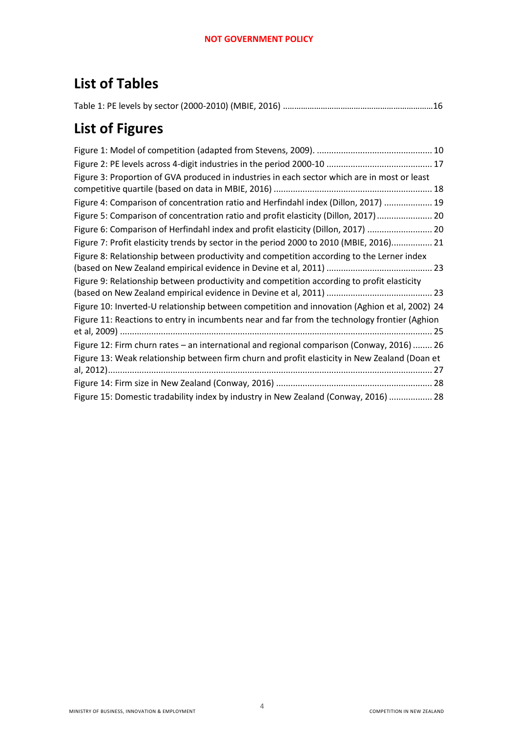## List of Tables

Table 1: PE levels by sector (2000-2010) (MBIE, 2016) ....................16

## List of Figures

Figure 1: Model of competition (adapted from Stevens, 2009). .................... 10

Figure 2: PE levels across 4-digit industries in the period 2000-10 .................... 17

Figure 3: Proportion of GVA produced in industries in each sector which are in most or least competitive quartile (based on data in MBIE, 2016) .................... 18

Figure 4: Comparison of concentration ratio and Herfindahl index (Dillon, 2017) .................... 19

Figure 5: Comparison of concentration ratio and profit elasticity (Dillon, 2017) .................... 20

Figure 6: Comparison of Herfindahl index and profit elasticity (Dillon, 2017) .................... 20

Figure 7: Profit elasticity trends by sector in the period 2000 to 2010 (MBIE, 2016).................... 21

Figure 8: Relationship between productivity and competition according to the Lerner index (based on New Zealand empirical evidence in Devine et al, 2011) .................... 23

Figure 9: Relationship between productivity and competition according to profit elasticity (based on New Zealand empirical evidence in Devine et al, 2011) .................... 23

Figure 10: Inverted-U relationship between competition and innovation (Aghion et al, 2002) 24

Figure 11: Reactions to entry in incumbents near and far from the technology frontier (Aghion et al, 2009) .................... 25

Figure 12: Firm churn rates – an international and regional comparison (Conway, 2016) .................... 26

Figure 13: Weak relationship between firm churn and profit elasticity in New Zealand (Doan et al, 2012).................... 27

Figure 14: Firm size in New Zealand (Conway, 2016) .................... 28

Figure 15: Domestic tradability index by industry in New Zealand (Conway, 2016) .................... 28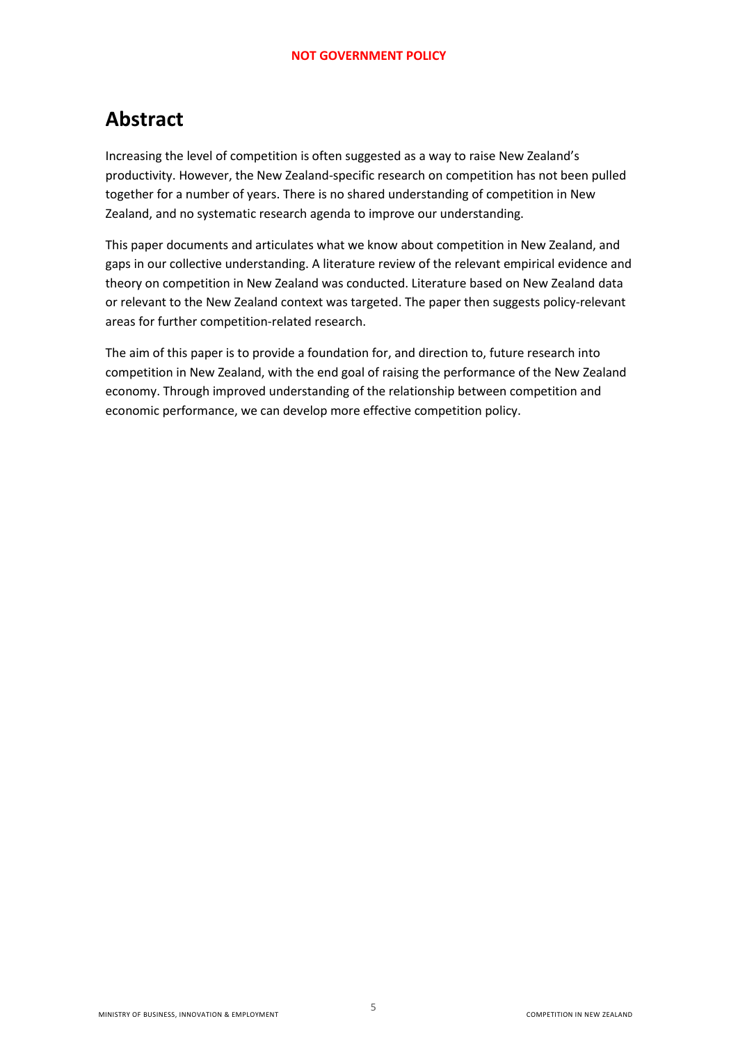# Abstract

Increasing the level of competition is often suggested as a way to raise New Zealand's productivity. However, the New Zealand-specific research on competition has not been pulled together for a number of years. There is no shared understanding of competition in New Zealand, and no systematic research agenda to improve our understanding.

This paper documents and articulates what we know about competition in New Zealand, and gaps in our collective understanding. A literature review of the relevant empirical evidence and theory on competition in New Zealand was conducted. Literature based on New Zealand data or relevant to the New Zealand context was targeted. The paper then suggests policy-relevant areas for further competition-related research.

The aim of this paper is to provide a foundation for, and direction to, future research into competition in New Zealand, with the end goal of raising the performance of the New Zealand economy. Through improved understanding of the relationship between competition and economic performance, we can develop more effective competition policy.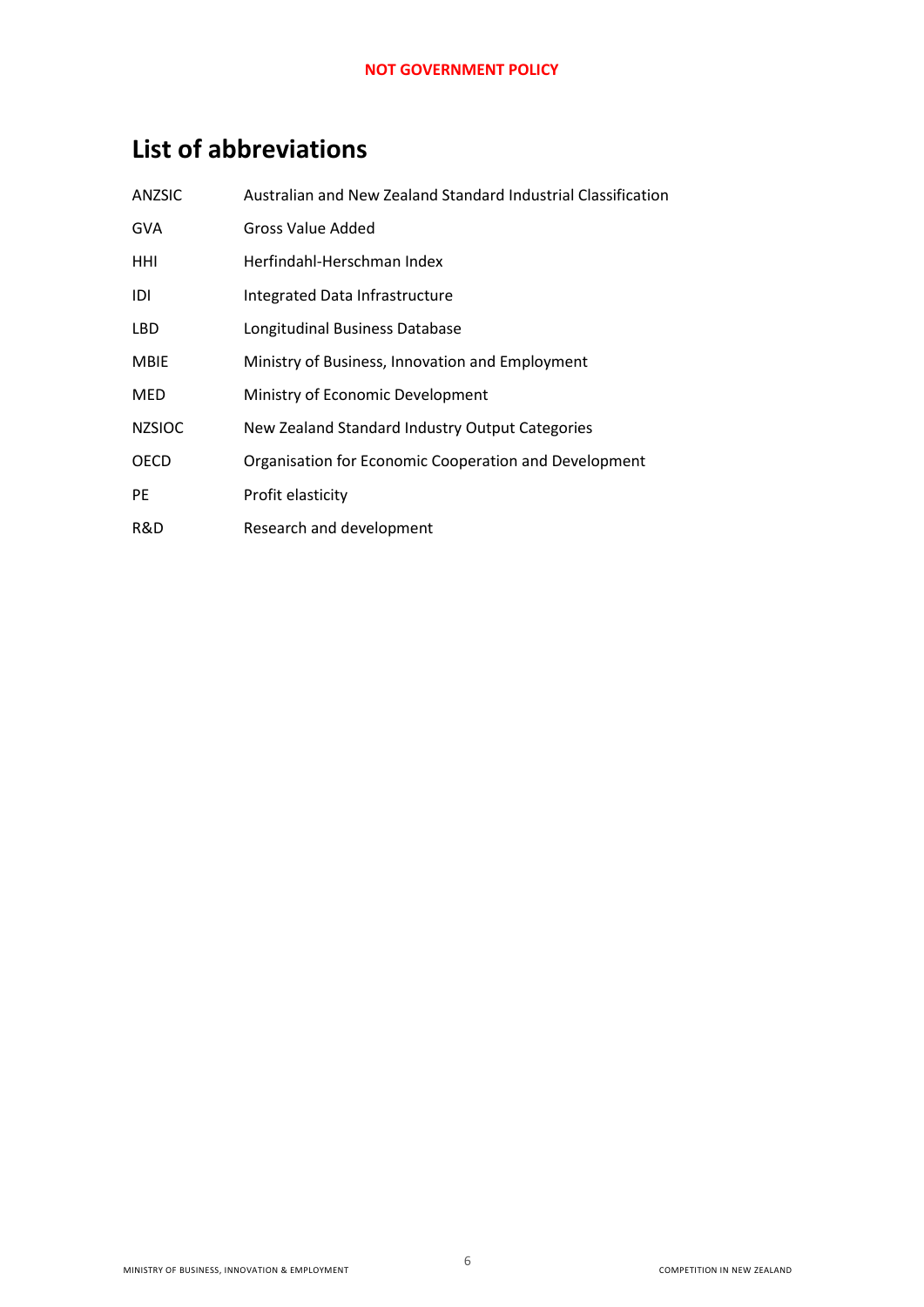# List of abbreviations

| | |
|---|---|
| ANZSIC | Australian and New Zealand Standard Industrial Classification |
| GVA | Gross Value Added |
| HHI | Herfindahl-Herschman Index |
| IDI | Integrated Data Infrastructure |
| LBD | Longitudinal Business Database |
| MBIE | Ministry of Business, Innovation and Employment |
| MED | Ministry of Economic Development |
| NZSIOC | New Zealand Standard Industry Output Categories |
| OECD | Organisation for Economic Cooperation and Development |
| PE | Profit elasticity |
| R&D | Research and development |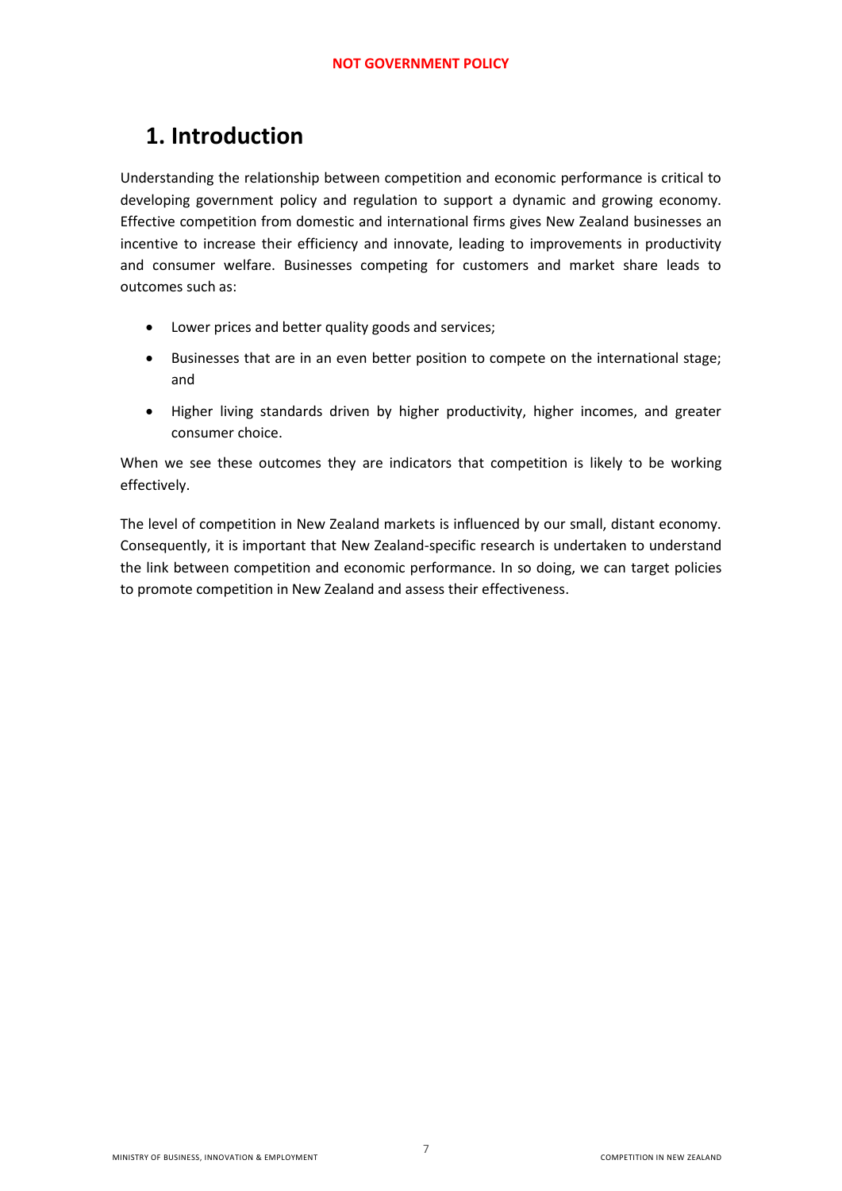# 1. Introduction

Understanding the relationship between competition and economic performance is critical to developing government policy and regulation to support a dynamic and growing economy. Effective competition from domestic and international firms gives New Zealand businesses an incentive to increase their efficiency and innovate, leading to improvements in productivity and consumer welfare. Businesses competing for customers and market share leads to outcomes such as:

- Lower prices and better quality goods and services;
- Businesses that are in an even better position to compete on the international stage; and
- Higher living standards driven by higher productivity, higher incomes, and greater consumer choice.

When we see these outcomes they are indicators that competition is likely to be working effectively.

The level of competition in New Zealand markets is influenced by our small, distant economy. Consequently, it is important that New Zealand-specific research is undertaken to understand the link between competition and economic performance. In so doing, we can target policies to promote competition in New Zealand and assess their effectiveness.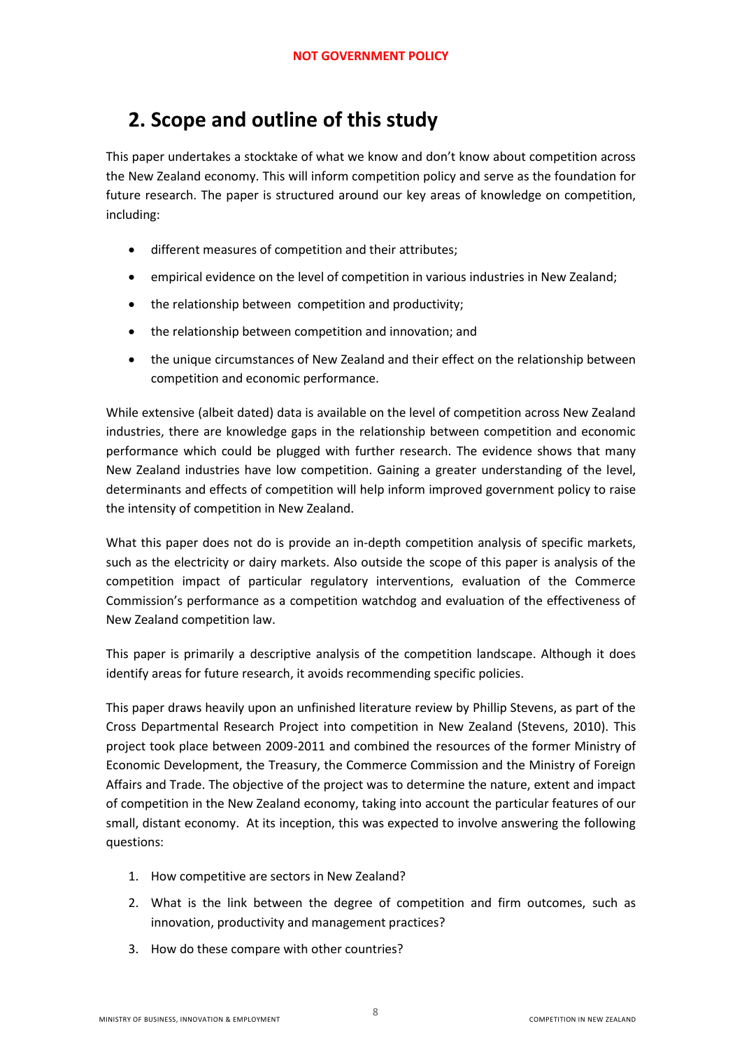## 2. Scope and outline of this study

This paper undertakes a stocktake of what we know and don't know about competition across the New Zealand economy. This will inform competition policy and serve as the foundation for future research. The paper is structured around our key areas of knowledge on competition, including:

- different measures of competition and their attributes;
- empirical evidence on the level of competition in various industries in New Zealand;
- the relationship between competition and productivity;
- the relationship between competition and innovation; and
- the unique circumstances of New Zealand and their effect on the relationship between competition and economic performance.

While extensive (albeit dated) data is available on the level of competition across New Zealand industries, there are knowledge gaps in the relationship between competition and economic performance which could be plugged with further research. The evidence shows that many New Zealand industries have low competition. Gaining a greater understanding of the level, determinants and effects of competition will help inform improved government policy to raise the intensity of competition in New Zealand.

What this paper does not do is provide an in-depth competition analysis of specific markets, such as the electricity or dairy markets. Also outside the scope of this paper is analysis of the competition impact of particular regulatory interventions, evaluation of the Commerce Commission's performance as a competition watchdog and evaluation of the effectiveness of New Zealand competition law.

This paper is primarily a descriptive analysis of the competition landscape. Although it does identify areas for future research, it avoids recommending specific policies.

This paper draws heavily upon an unfinished literature review by Phillip Stevens, as part of the Cross Departmental Research Project into competition in New Zealand (Stevens, 2010). This project took place between 2009-2011 and combined the resources of the former Ministry of Economic Development, the Treasury, the Commerce Commission and the Ministry of Foreign Affairs and Trade. The objective of the project was to determine the nature, extent and impact of competition in the New Zealand economy, taking into account the particular features of our small, distant economy. At its inception, this was expected to involve answering the following questions:

1. How competitive are sectors in New Zealand?
2. What is the link between the degree of competition and firm outcomes, such as innovation, productivity and management practices?
3. How do these compare with other countries?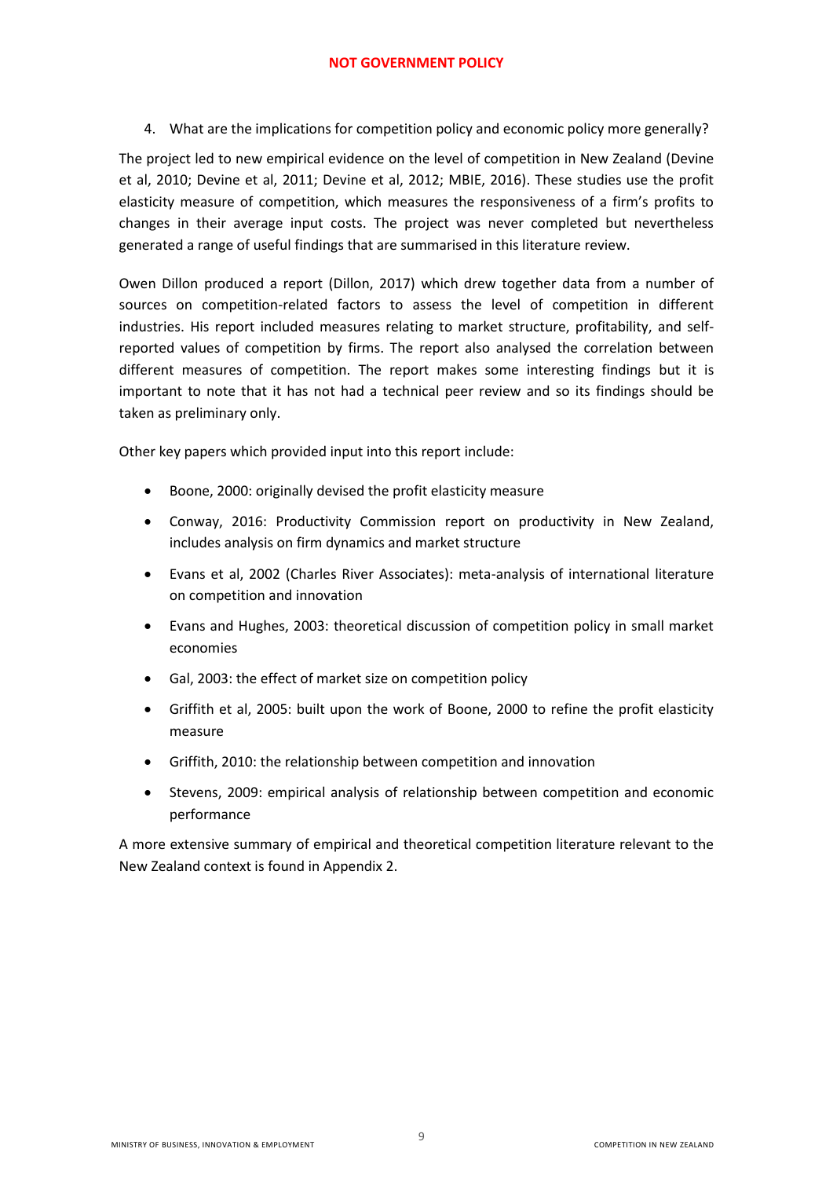4. What are the implications for competition policy and economic policy more generally?

The project led to new empirical evidence on the level of competition in New Zealand (Devine et al, 2010; Devine et al, 2011; Devine et al, 2012; MBIE, 2016). These studies use the profit elasticity measure of competition, which measures the responsiveness of a firm's profits to changes in their average input costs. The project was never completed but nevertheless generated a range of useful findings that are summarised in this literature review.

Owen Dillon produced a report (Dillon, 2017) which drew together data from a number of sources on competition-related factors to assess the level of competition in different industries. His report included measures relating to market structure, profitability, and self-reported values of competition by firms. The report also analysed the correlation between different measures of competition. The report makes some interesting findings but it is important to note that it has not had a technical peer review and so its findings should be taken as preliminary only.

Other key papers which provided input into this report include:

- Boone, 2000: originally devised the profit elasticity measure
- Conway, 2016: Productivity Commission report on productivity in New Zealand, includes analysis on firm dynamics and market structure
- Evans et al, 2002 (Charles River Associates): meta-analysis of international literature on competition and innovation
- Evans and Hughes, 2003: theoretical discussion of competition policy in small market economies
- Gal, 2003: the effect of market size on competition policy
- Griffith et al, 2005: built upon the work of Boone, 2000 to refine the profit elasticity measure
- Griffith, 2010: the relationship between competition and innovation
- Stevens, 2009: empirical analysis of relationship between competition and economic performance

A more extensive summary of empirical and theoretical competition literature relevant to the New Zealand context is found in Appendix 2.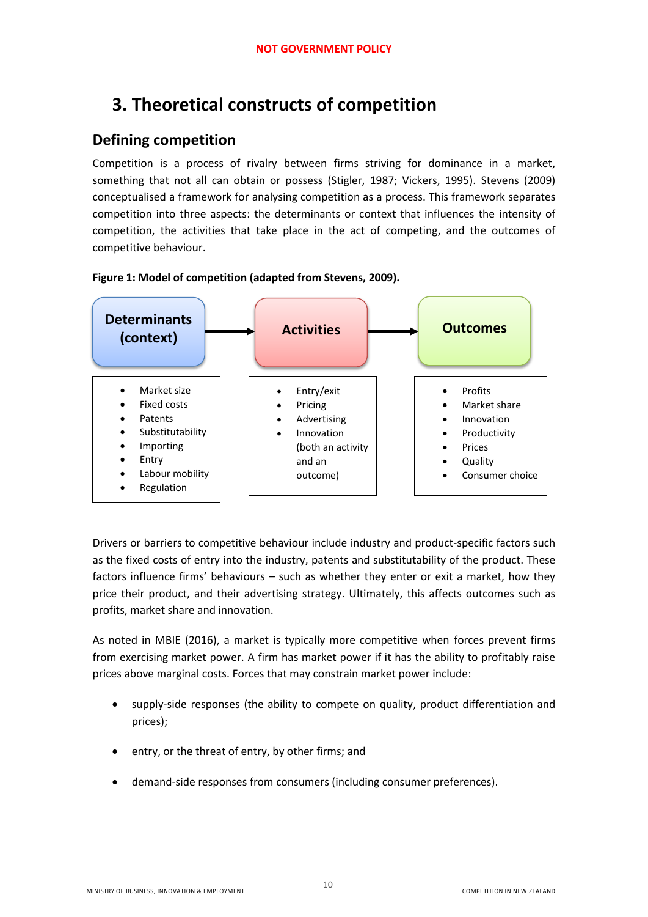# 3. Theoretical constructs of competition

## Defining competition

Competition is a process of rivalry between firms striving for dominance in a market, something that not all can obtain or possess (Stigler, 1987; Vickers, 1995). Stevens (2009) conceptualised a framework for analysing competition as a process. This framework separates competition into three aspects: the determinants or context that influences the intensity of competition, the activities that take place in the act of competing, and the outcomes of competitive behaviour.

**Figure 1: Model of competition (adapted from Stevens, 2009).**

| Determinants (context) | → | Activities | → | Outcomes |
|---|---|---|---|---|
| • Market size<br>• Fixed costs<br>• Patents<br>• Substitutability<br>• Importing<br>• Entry<br>• Labour mobility<br>• Regulation | | • Entry/exit<br>• Pricing<br>• Advertising<br>• Innovation (both an activity and an outcome) | | • Profits<br>• Market share<br>• Innovation<br>• Productivity<br>• Prices<br>• Quality<br>• Consumer choice |

Drivers or barriers to competitive behaviour include industry and product-specific factors such as the fixed costs of entry into the industry, patents and substitutability of the product. These factors influence firms' behaviours – such as whether they enter or exit a market, how they price their product, and their advertising strategy. Ultimately, this affects outcomes such as profits, market share and innovation.

As noted in MBIE (2016), a market is typically more competitive when forces prevent firms from exercising market power. A firm has market power if it has the ability to profitably raise prices above marginal costs. Forces that may constrain market power include:

- supply-side responses (the ability to compete on quality, product differentiation and prices);
- entry, or the threat of entry, by other firms; and
- demand-side responses from consumers (including consumer preferences).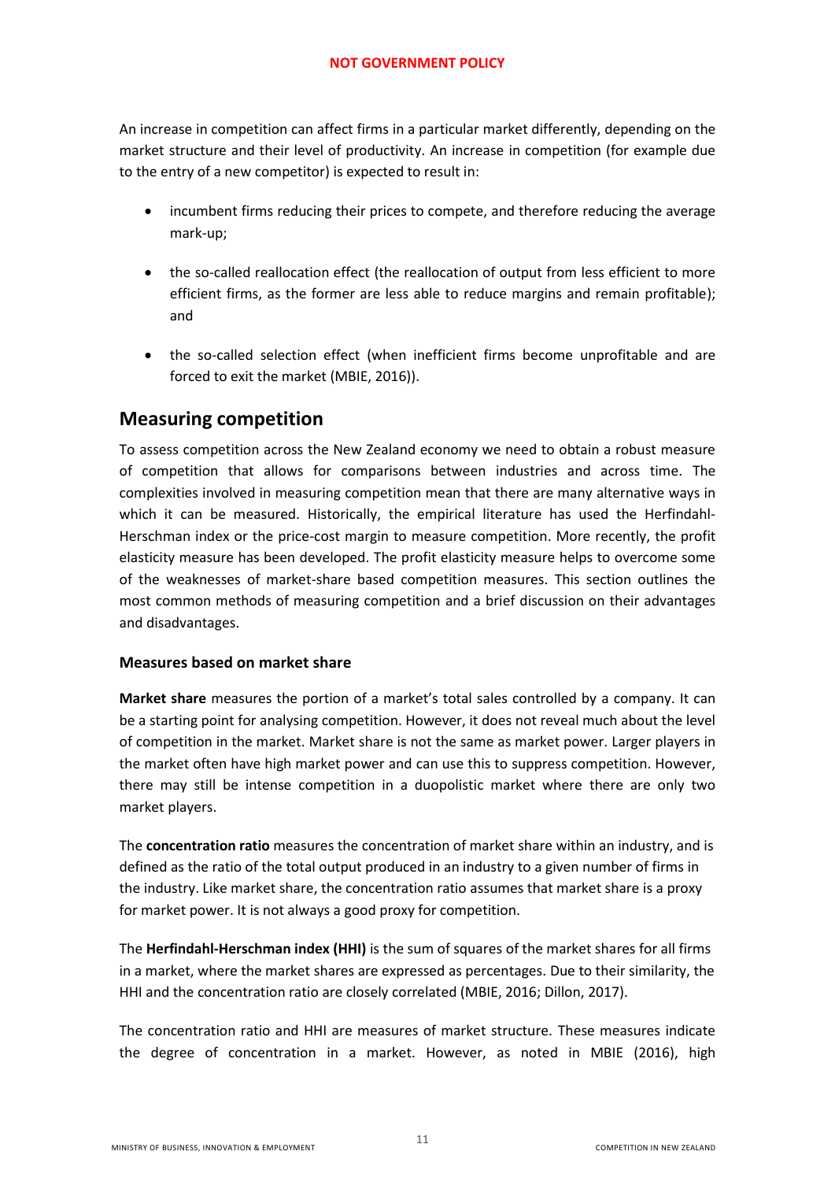An increase in competition can affect firms in a particular market differently, depending on the market structure and their level of productivity. An increase in competition (for example due to the entry of a new competitor) is expected to result in:

- incumbent firms reducing their prices to compete, and therefore reducing the average mark-up;
- the so-called reallocation effect (the reallocation of output from less efficient to more efficient firms, as the former are less able to reduce margins and remain profitable); and
- the so-called selection effect (when inefficient firms become unprofitable and are forced to exit the market (MBIE, 2016)).

## Measuring competition

To assess competition across the New Zealand economy we need to obtain a robust measure of competition that allows for comparisons between industries and across time. The complexities involved in measuring competition mean that there are many alternative ways in which it can be measured. Historically, the empirical literature has used the Herfindahl-Herschman index or the price-cost margin to measure competition. More recently, the profit elasticity measure has been developed. The profit elasticity measure helps to overcome some of the weaknesses of market-share based competition measures. This section outlines the most common methods of measuring competition and a brief discussion on their advantages and disadvantages.

### Measures based on market share

**Market share** measures the portion of a market's total sales controlled by a company. It can be a starting point for analysing competition. However, it does not reveal much about the level of competition in the market. Market share is not the same as market power. Larger players in the market often have high market power and can use this to suppress competition. However, there may still be intense competition in a duopolistic market where there are only two market players.

The **concentration ratio** measures the concentration of market share within an industry, and is defined as the ratio of the total output produced in an industry to a given number of firms in the industry. Like market share, the concentration ratio assumes that market share is a proxy for market power. It is not always a good proxy for competition.

The **Herfindahl-Herschman index (HHI)** is the sum of squares of the market shares for all firms in a market, where the market shares are expressed as percentages. Due to their similarity, the HHI and the concentration ratio are closely correlated (MBIE, 2016; Dillon, 2017).

The concentration ratio and HHI are measures of market structure. These measures indicate the degree of concentration in a market. However, as noted in MBIE (2016), high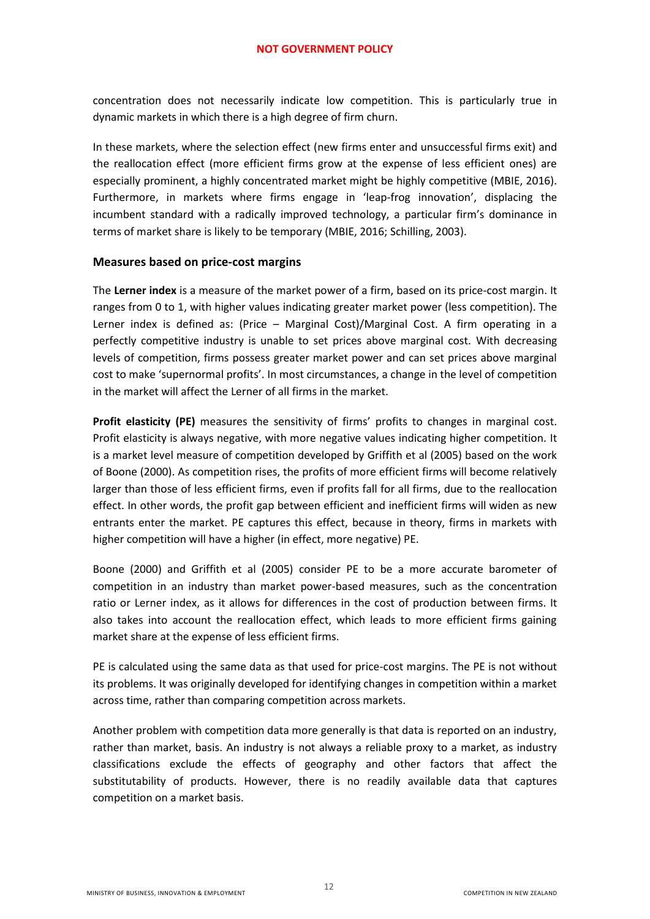concentration does not necessarily indicate low competition. This is particularly true in dynamic markets in which there is a high degree of firm churn.

In these markets, where the selection effect (new firms enter and unsuccessful firms exit) and the reallocation effect (more efficient firms grow at the expense of less efficient ones) are especially prominent, a highly concentrated market might be highly competitive (MBIE, 2016). Furthermore, in markets where firms engage in 'leap-frog innovation', displacing the incumbent standard with a radically improved technology, a particular firm's dominance in terms of market share is likely to be temporary (MBIE, 2016; Schilling, 2003).

### Measures based on price-cost margins

The **Lerner index** is a measure of the market power of a firm, based on its price-cost margin. It ranges from 0 to 1, with higher values indicating greater market power (less competition). The Lerner index is defined as: (Price – Marginal Cost)/Marginal Cost. A firm operating in a perfectly competitive industry is unable to set prices above marginal cost. With decreasing levels of competition, firms possess greater market power and can set prices above marginal cost to make 'supernormal profits'. In most circumstances, a change in the level of competition in the market will affect the Lerner of all firms in the market.

**Profit elasticity (PE)** measures the sensitivity of firms' profits to changes in marginal cost. Profit elasticity is always negative, with more negative values indicating higher competition. It is a market level measure of competition developed by Griffith et al (2005) based on the work of Boone (2000). As competition rises, the profits of more efficient firms will become relatively larger than those of less efficient firms, even if profits fall for all firms, due to the reallocation effect. In other words, the profit gap between efficient and inefficient firms will widen as new entrants enter the market. PE captures this effect, because in theory, firms in markets with higher competition will have a higher (in effect, more negative) PE.

Boone (2000) and Griffith et al (2005) consider PE to be a more accurate barometer of competition in an industry than market power-based measures, such as the concentration ratio or Lerner index, as it allows for differences in the cost of production between firms. It also takes into account the reallocation effect, which leads to more efficient firms gaining market share at the expense of less efficient firms.

PE is calculated using the same data as that used for price-cost margins. The PE is not without its problems. It was originally developed for identifying changes in competition within a market across time, rather than comparing competition across markets.

Another problem with competition data more generally is that data is reported on an industry, rather than market, basis. An industry is not always a reliable proxy to a market, as industry classifications exclude the effects of geography and other factors that affect the substitutability of products. However, there is no readily available data that captures competition on a market basis.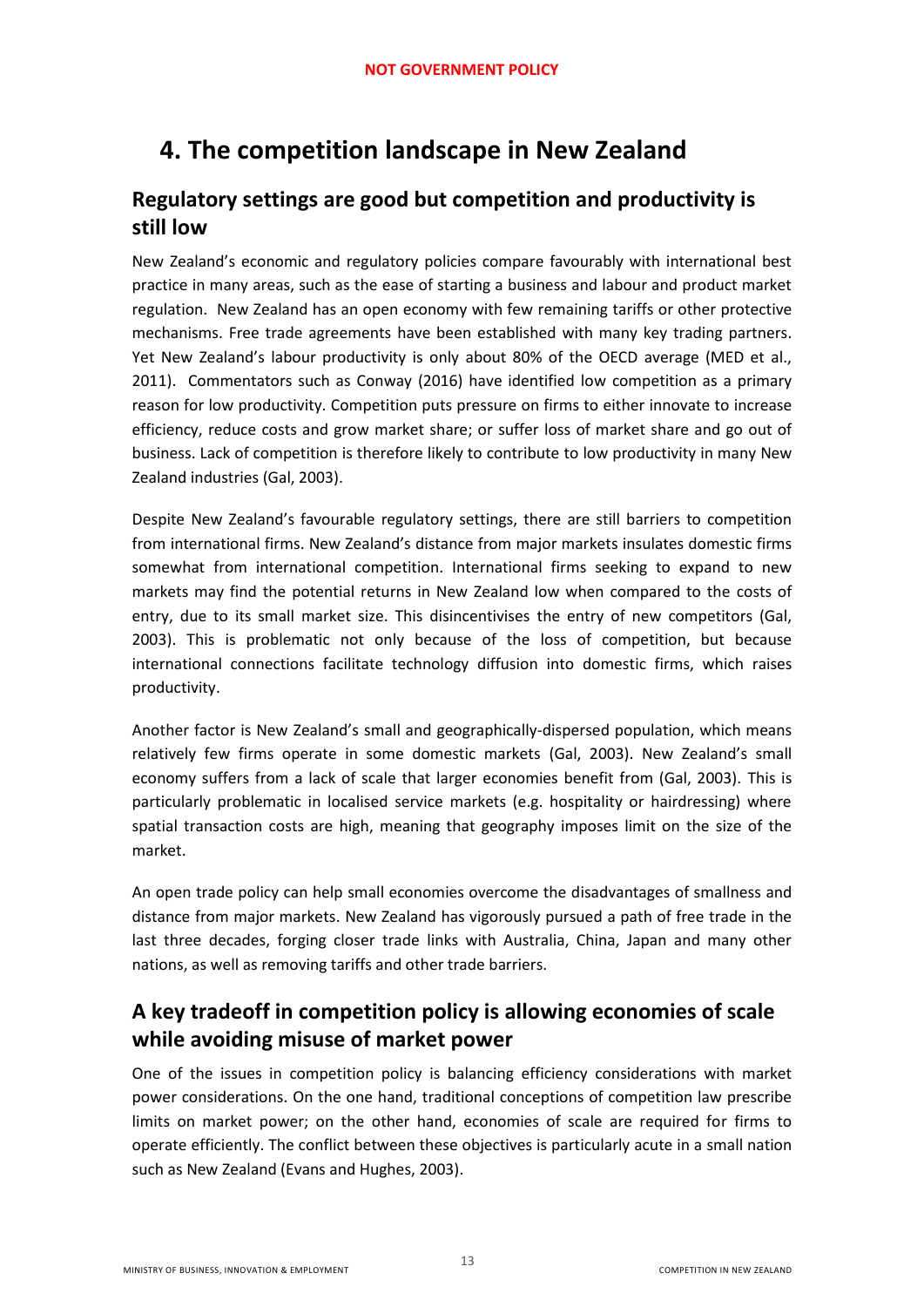# 4. The competition landscape in New Zealand

## Regulatory settings are good but competition and productivity is still low

New Zealand's economic and regulatory policies compare favourably with international best practice in many areas, such as the ease of starting a business and labour and product market regulation. New Zealand has an open economy with few remaining tariffs or other protective mechanisms. Free trade agreements have been established with many key trading partners. Yet New Zealand's labour productivity is only about 80% of the OECD average (MED et al., 2011). Commentators such as Conway (2016) have identified low competition as a primary reason for low productivity. Competition puts pressure on firms to either innovate to increase efficiency, reduce costs and grow market share; or suffer loss of market share and go out of business. Lack of competition is therefore likely to contribute to low productivity in many New Zealand industries (Gal, 2003).

Despite New Zealand's favourable regulatory settings, there are still barriers to competition from international firms. New Zealand's distance from major markets insulates domestic firms somewhat from international competition. International firms seeking to expand to new markets may find the potential returns in New Zealand low when compared to the costs of entry, due to its small market size. This disincentivises the entry of new competitors (Gal, 2003). This is problematic not only because of the loss of competition, but because international connections facilitate technology diffusion into domestic firms, which raises productivity.

Another factor is New Zealand's small and geographically-dispersed population, which means relatively few firms operate in some domestic markets (Gal, 2003). New Zealand's small economy suffers from a lack of scale that larger economies benefit from (Gal, 2003). This is particularly problematic in localised service markets (e.g. hospitality or hairdressing) where spatial transaction costs are high, meaning that geography imposes limit on the size of the market.

An open trade policy can help small economies overcome the disadvantages of smallness and distance from major markets. New Zealand has vigorously pursued a path of free trade in the last three decades, forging closer trade links with Australia, China, Japan and many other nations, as well as removing tariffs and other trade barriers.

## A key tradeoff in competition policy is allowing economies of scale while avoiding misuse of market power

One of the issues in competition policy is balancing efficiency considerations with market power considerations. On the one hand, traditional conceptions of competition law prescribe limits on market power; on the other hand, economies of scale are required for firms to operate efficiently. The conflict between these objectives is particularly acute in a small nation such as New Zealand (Evans and Hughes, 2003).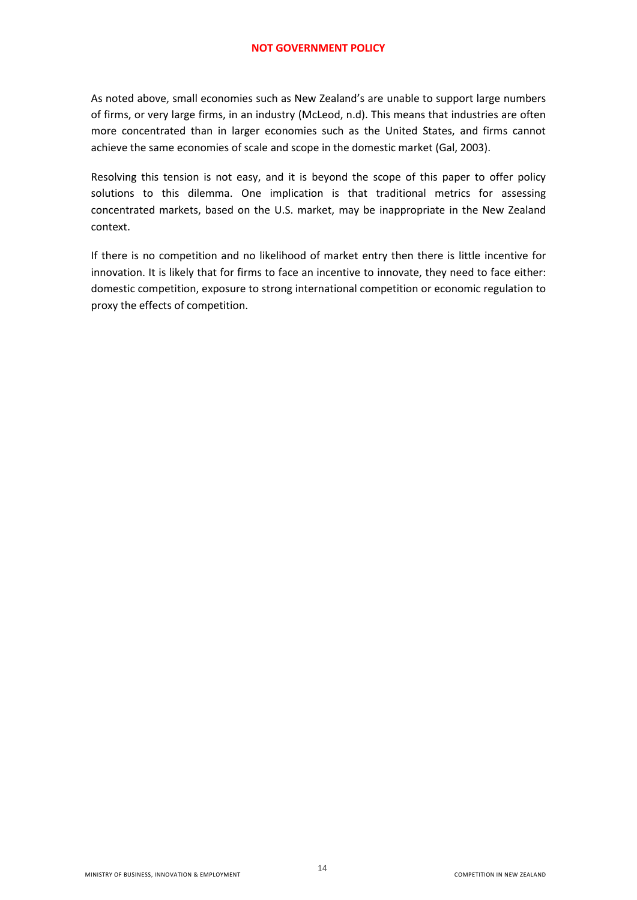As noted above, small economies such as New Zealand's are unable to support large numbers of firms, or very large firms, in an industry (McLeod, n.d). This means that industries are often more concentrated than in larger economies such as the United States, and firms cannot achieve the same economies of scale and scope in the domestic market (Gal, 2003).

Resolving this tension is not easy, and it is beyond the scope of this paper to offer policy solutions to this dilemma. One implication is that traditional metrics for assessing concentrated markets, based on the U.S. market, may be inappropriate in the New Zealand context.

If there is no competition and no likelihood of market entry then there is little incentive for innovation. It is likely that for firms to face an incentive to innovate, they need to face either: domestic competition, exposure to strong international competition or economic regulation to proxy the effects of competition.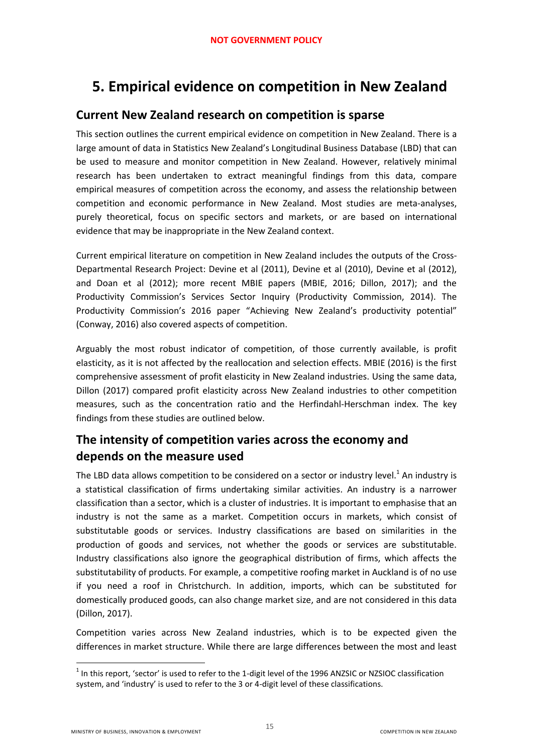# 5. Empirical evidence on competition in New Zealand

## Current New Zealand research on competition is sparse

This section outlines the current empirical evidence on competition in New Zealand. There is a large amount of data in Statistics New Zealand's Longitudinal Business Database (LBD) that can be used to measure and monitor competition in New Zealand. However, relatively minimal research has been undertaken to extract meaningful findings from this data, compare empirical measures of competition across the economy, and assess the relationship between competition and economic performance in New Zealand. Most studies are meta-analyses, purely theoretical, focus on specific sectors and markets, or are based on international evidence that may be inappropriate in the New Zealand context.

Current empirical literature on competition in New Zealand includes the outputs of the Cross-Departmental Research Project: Devine et al (2011), Devine et al (2010), Devine et al (2012), and Doan et al (2012); more recent MBIE papers (MBIE, 2016; Dillon, 2017); and the Productivity Commission's Services Sector Inquiry (Productivity Commission, 2014). The Productivity Commission's 2016 paper "Achieving New Zealand's productivity potential" (Conway, 2016) also covered aspects of competition.

Arguably the most robust indicator of competition, of those currently available, is profit elasticity, as it is not affected by the reallocation and selection effects. MBIE (2016) is the first comprehensive assessment of profit elasticity in New Zealand industries. Using the same data, Dillon (2017) compared profit elasticity across New Zealand industries to other competition measures, such as the concentration ratio and the Herfindahl-Herschman index. The key findings from these studies are outlined below.

## The intensity of competition varies across the economy and depends on the measure used

The LBD data allows competition to be considered on a sector or industry level.[1] An industry is a statistical classification of firms undertaking similar activities. An industry is a narrower classification than a sector, which is a cluster of industries. It is important to emphasise that an industry is not the same as a market. Competition occurs in markets, which consist of substitutable goods or services. Industry classifications are based on similarities in the production of goods and services, not whether the goods or services are substitutable. Industry classifications also ignore the geographical distribution of firms, which affects the substitutability of products. For example, a competitive roofing market in Auckland is of no use if you need a roof in Christchurch. In addition, imports, which can be substituted for domestically produced goods, can also change market size, and are not considered in this data (Dillon, 2017).

Competition varies across New Zealand industries, which is to be expected given the differences in market structure. While there are large differences between the most and least

[1] In this report, 'sector' is used to refer to the 1-digit level of the 1996 ANZSIC or NZSIOC classification system, and 'industry' is used to refer to the 3 or 4-digit level of these classifications.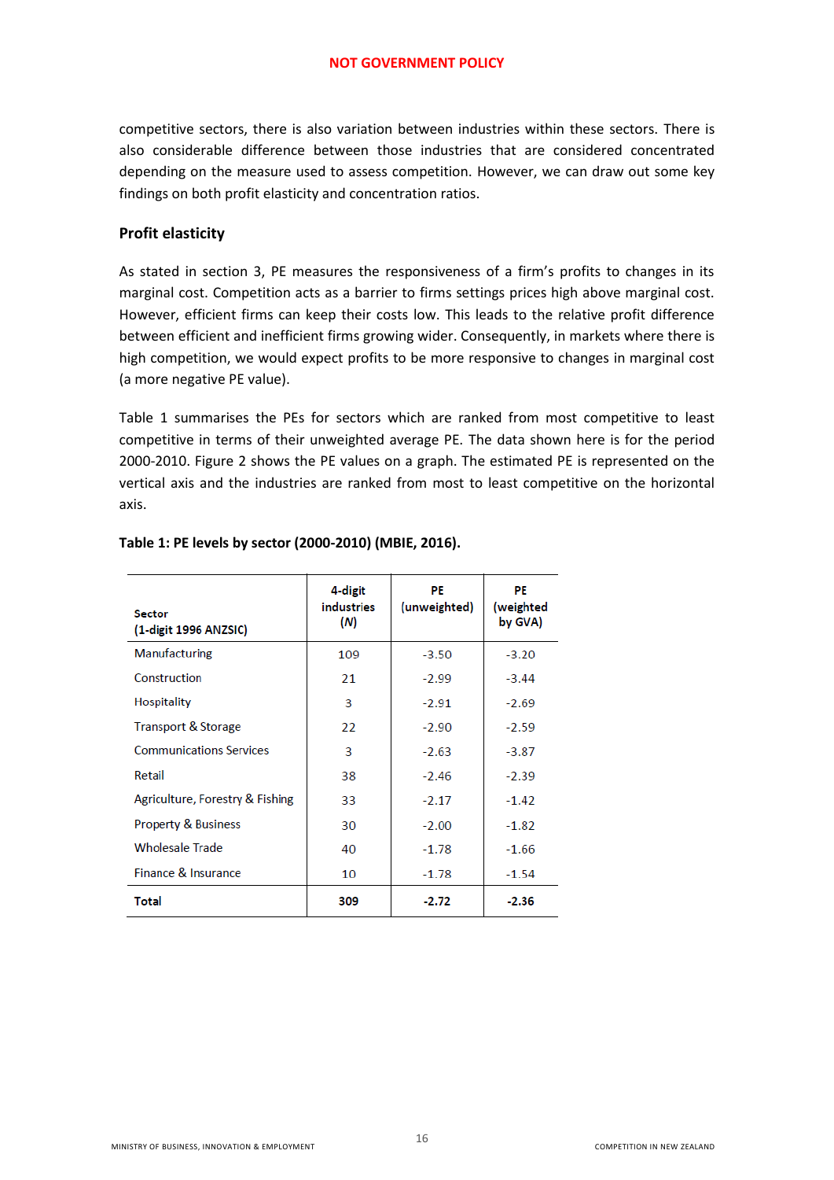competitive sectors, there is also variation between industries within these sectors. There is also considerable difference between those industries that are considered concentrated depending on the measure used to assess competition. However, we can draw out some key findings on both profit elasticity and concentration ratios.

### Profit elasticity

As stated in section 3, PE measures the responsiveness of a firm's profits to changes in its marginal cost. Competition acts as a barrier to firms settings prices high above marginal cost. However, efficient firms can keep their costs low. This leads to the relative profit difference between efficient and inefficient firms growing wider. Consequently, in markets where there is high competition, we would expect profits to be more responsive to changes in marginal cost (a more negative PE value).

Table 1 summarises the PEs for sectors which are ranked from most competitive to least competitive in terms of their unweighted average PE. The data shown here is for the period 2000-2010. Figure 2 shows the PE values on a graph. The estimated PE is represented on the vertical axis and the industries are ranked from most to least competitive on the horizontal axis.

**Table 1: PE levels by sector (2000-2010) (MBIE, 2016).**

| Sector (1-digit 1996 ANZSIC) | 4-digit industries (*N*) | PE (unweighted) | PE (weighted by GVA) |
|---|---|---|---|
| Manufacturing | 109 | -3.50 | -3.20 |
| Construction | 21 | -2.99 | -3.44 |
| Hospitality | 3 | -2.91 | -2.69 |
| Transport & Storage | 22 | -2.90 | -2.59 |
| Communications Services | 3 | -2.63 | -3.87 |
| Retail | 38 | -2.46 | -2.39 |
| Agriculture, Forestry & Fishing | 33 | -2.17 | -1.42 |
| Property & Business | 30 | -2.00 | -1.82 |
| Wholesale Trade | 40 | -1.78 | -1.66 |
| Finance & Insurance | 10 | -1.78 | -1.54 |
| **Total** | **309** | **-2.72** | **-2.36** |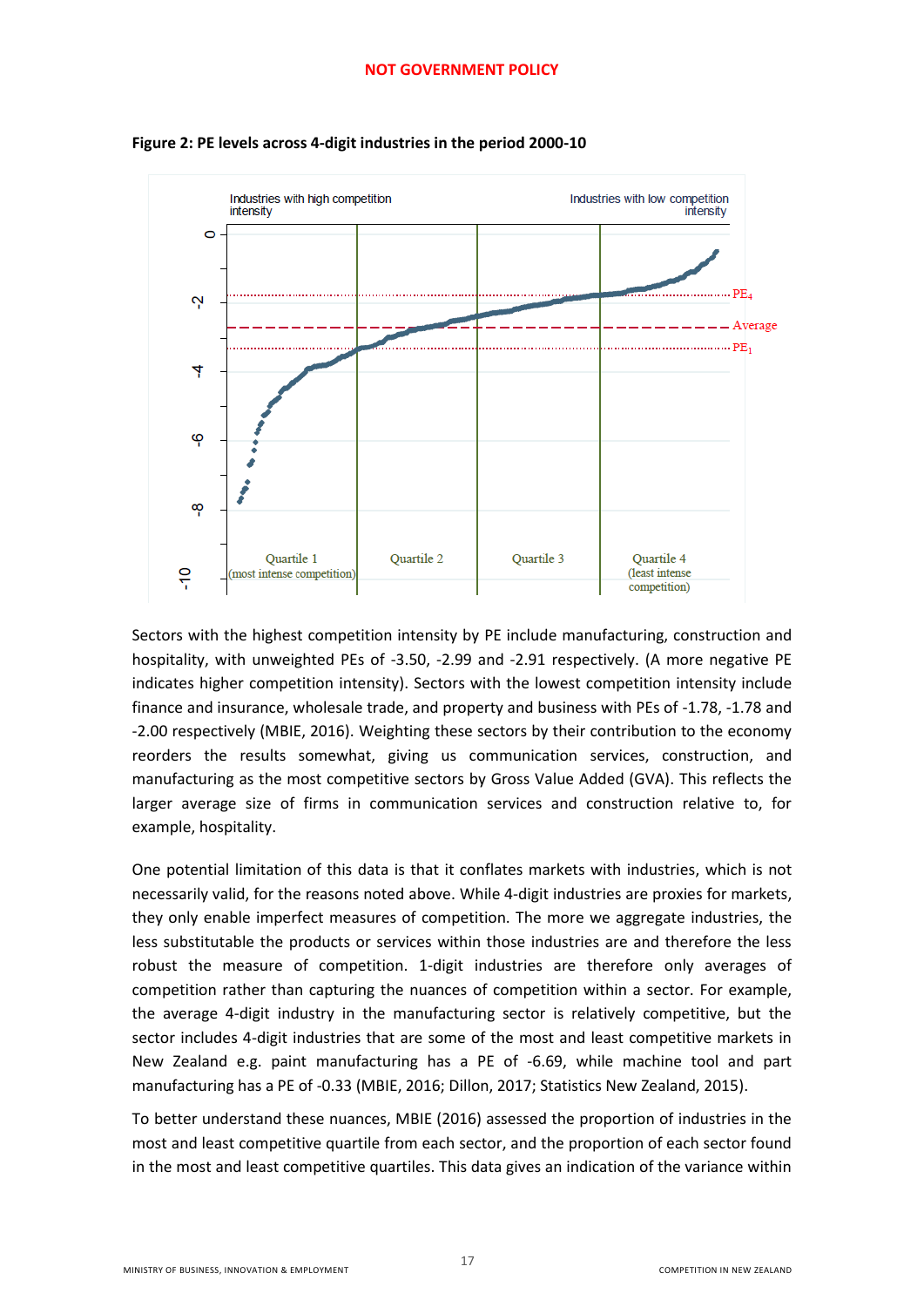NOT GOVERNMENT POLICY

**Figure 2: PE levels across 4-digit industries in the period 2000-10**

Sectors with the highest competition intensity by PE include manufacturing, construction and hospitality, with unweighted PEs of -3.50, -2.99 and -2.91 respectively. (A more negative PE indicates higher competition intensity). Sectors with the lowest competition intensity include finance and insurance, wholesale trade, and property and business with PEs of -1.78, -1.78 and -2.00 respectively (MBIE, 2016). Weighting these sectors by their contribution to the economy reorders the results somewhat, giving us communication services, construction, and manufacturing as the most competitive sectors by Gross Value Added (GVA). This reflects the larger average size of firms in communication services and construction relative to, for example, hospitality.

One potential limitation of this data is that it conflates markets with industries, which is not necessarily valid, for the reasons noted above. While 4-digit industries are proxies for markets, they only enable imperfect measures of competition. The more we aggregate industries, the less substitutable the products or services within those industries are and therefore the less robust the measure of competition. 1-digit industries are therefore only averages of competition rather than capturing the nuances of competition within a sector. For example, the average 4-digit industry in the manufacturing sector is relatively competitive, but the sector includes 4-digit industries that are some of the most and least competitive markets in New Zealand e.g. paint manufacturing has a PE of -6.69, while machine tool and part manufacturing has a PE of -0.33 (MBIE, 2016; Dillon, 2017; Statistics New Zealand, 2015).

To better understand these nuances, MBIE (2016) assessed the proportion of industries in the most and least competitive quartile from each sector, and the proportion of each sector found in the most and least competitive quartiles. This data gives an indication of the variance within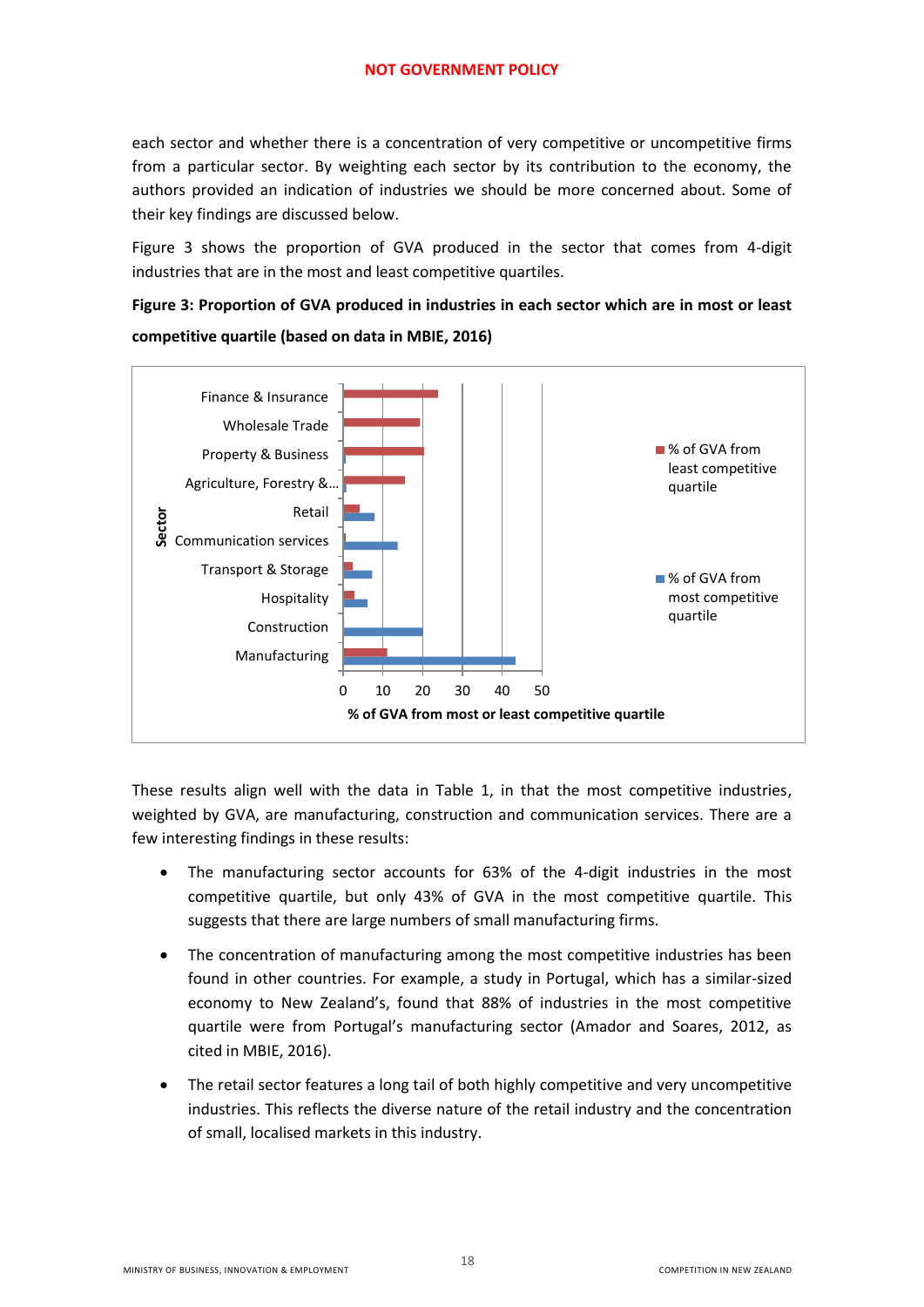each sector and whether there is a concentration of very competitive or uncompetitive firms from a particular sector. By weighting each sector by its contribution to the economy, the authors provided an indication of industries we should be more concerned about. Some of their key findings are discussed below.

Figure 3 shows the proportion of GVA produced in the sector that comes from 4-digit industries that are in the most and least competitive quartiles.

**Figure 3: Proportion of GVA produced in industries in each sector which are in most or least competitive quartile (based on data in MBIE, 2016)**

These results align well with the data in Table 1, in that the most competitive industries, weighted by GVA, are manufacturing, construction and communication services. There are a few interesting findings in these results:

- The manufacturing sector accounts for 63% of the 4-digit industries in the most competitive quartile, but only 43% of GVA in the most competitive quartile. This suggests that there are large numbers of small manufacturing firms.
- The concentration of manufacturing among the most competitive industries has been found in other countries. For example, a study in Portugal, which has a similar-sized economy to New Zealand's, found that 88% of industries in the most competitive quartile were from Portugal's manufacturing sector (Amador and Soares, 2012, as cited in MBIE, 2016).
- The retail sector features a long tail of both highly competitive and very uncompetitive industries. This reflects the diverse nature of the retail industry and the concentration of small, localised markets in this industry.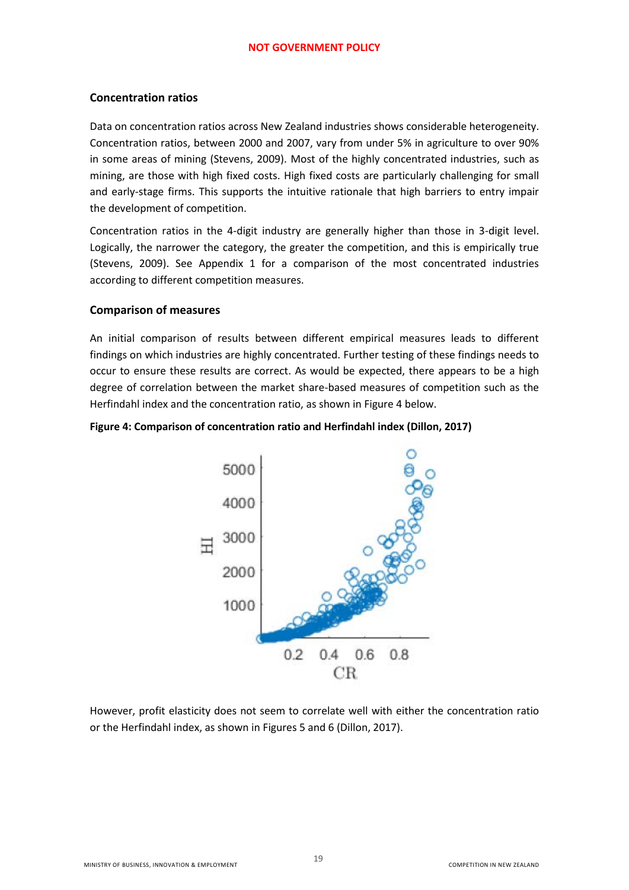**NOT GOVERNMENT POLICY**

### Concentration ratios

Data on concentration ratios across New Zealand industries shows considerable heterogeneity. Concentration ratios, between 2000 and 2007, vary from under 5% in agriculture to over 90% in some areas of mining (Stevens, 2009). Most of the highly concentrated industries, such as mining, are those with high fixed costs. High fixed costs are particularly challenging for small and early-stage firms. This supports the intuitive rationale that high barriers to entry impair the development of competition.

Concentration ratios in the 4-digit industry are generally higher than those in 3-digit level. Logically, the narrower the category, the greater the competition, and this is empirically true (Stevens, 2009). See Appendix 1 for a comparison of the most concentrated industries according to different competition measures.

### Comparison of measures

An initial comparison of results between different empirical measures leads to different findings on which industries are highly concentrated. Further testing of these findings needs to occur to ensure these results are correct. As would be expected, there appears to be a high degree of correlation between the market share-based measures of competition such as the Herfindahl index and the concentration ratio, as shown in Figure 4 below.

**Figure 4: Comparison of concentration ratio and Herfindahl index (Dillon, 2017)**

However, profit elasticity does not seem to correlate well with either the concentration ratio or the Herfindahl index, as shown in Figures 5 and 6 (Dillon, 2017).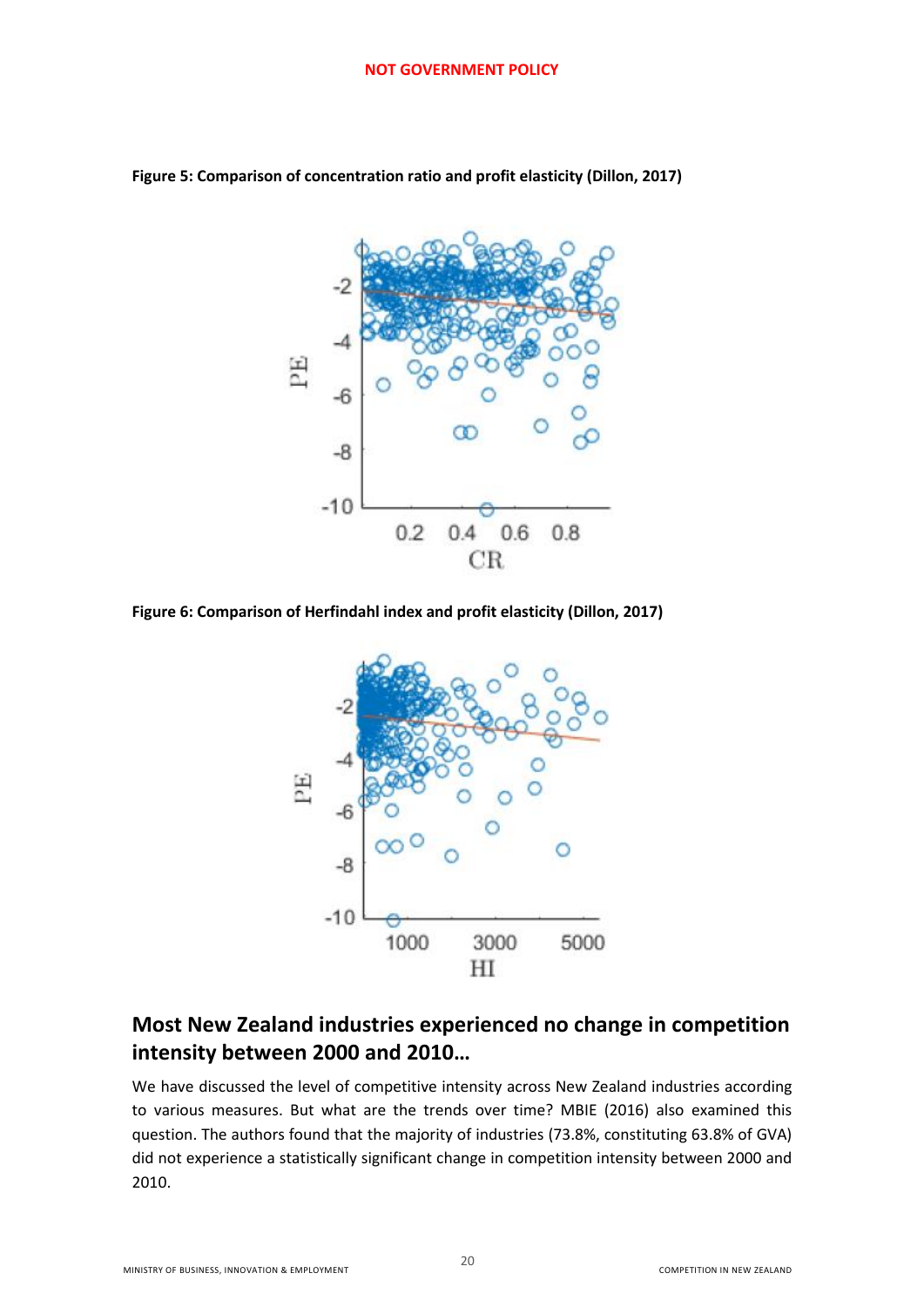**NOT GOVERNMENT POLICY**

**Figure 5: Comparison of concentration ratio and profit elasticity (Dillon, 2017)**

**Figure 6: Comparison of Herfindahl index and profit elasticity (Dillon, 2017)**

## Most New Zealand industries experienced no change in competition intensity between 2000 and 2010…

We have discussed the level of competitive intensity across New Zealand industries according to various measures. But what are the trends over time? MBIE (2016) also examined this question. The authors found that the majority of industries (73.8%, constituting 63.8% of GVA) did not experience a statistically significant change in competition intensity between 2000 and 2010.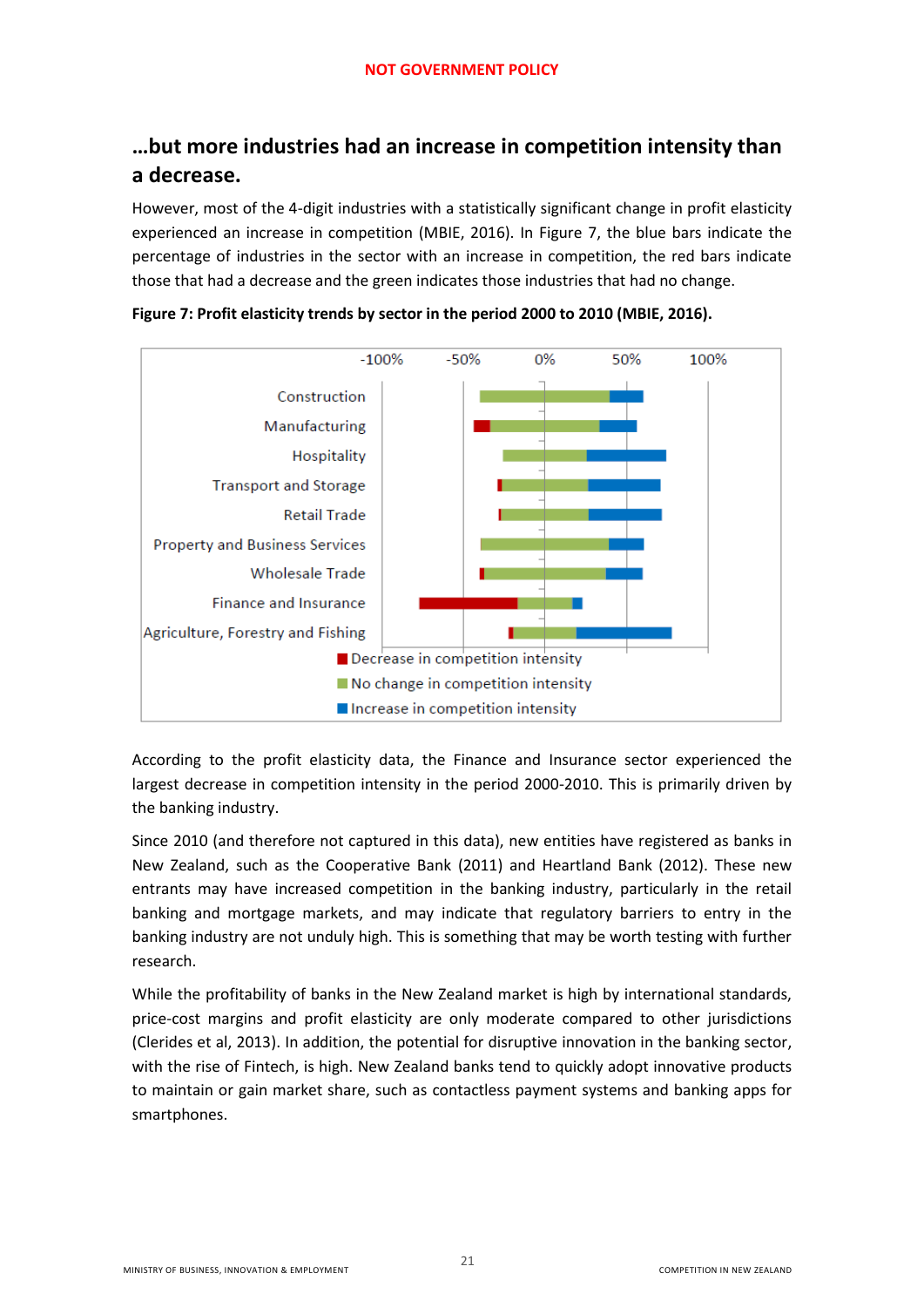## …but more industries had an increase in competition intensity than a decrease.

However, most of the 4-digit industries with a statistically significant change in profit elasticity experienced an increase in competition (MBIE, 2016). In Figure 7, the blue bars indicate the percentage of industries in the sector with an increase in competition, the red bars indicate those that had a decrease and the green indicates those industries that had no change.

**Figure 7: Profit elasticity trends by sector in the period 2000 to 2010 (MBIE, 2016).**

According to the profit elasticity data, the Finance and Insurance sector experienced the largest decrease in competition intensity in the period 2000-2010. This is primarily driven by the banking industry.

Since 2010 (and therefore not captured in this data), new entities have registered as banks in New Zealand, such as the Cooperative Bank (2011) and Heartland Bank (2012). These new entrants may have increased competition in the banking industry, particularly in the retail banking and mortgage markets, and may indicate that regulatory barriers to entry in the banking industry are not unduly high. This is something that may be worth testing with further research.

While the profitability of banks in the New Zealand market is high by international standards, price-cost margins and profit elasticity are only moderate compared to other jurisdictions (Clerides et al, 2013). In addition, the potential for disruptive innovation in the banking sector, with the rise of Fintech, is high. New Zealand banks tend to quickly adopt innovative products to maintain or gain market share, such as contactless payment systems and banking apps for smartphones.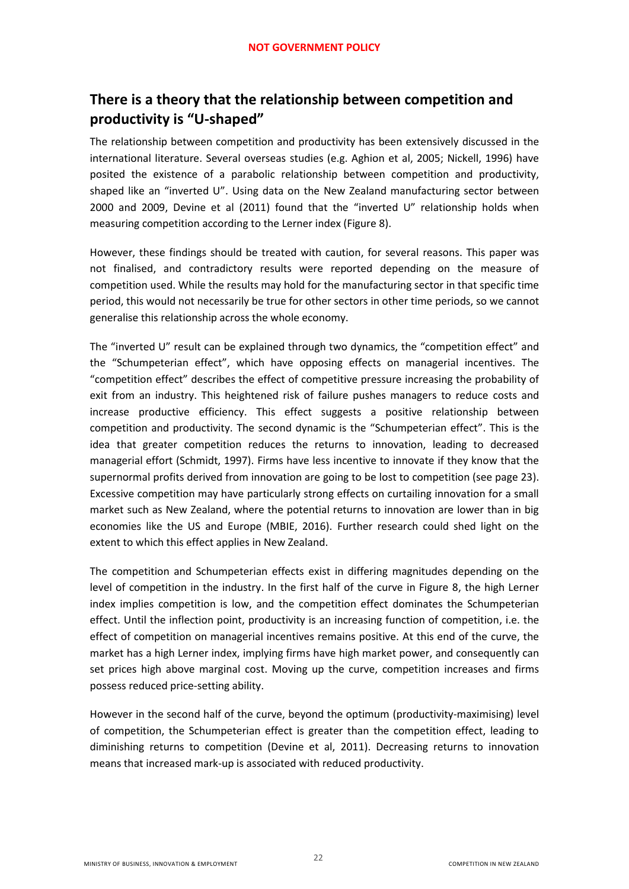## There is a theory that the relationship between competition and productivity is "U-shaped"

The relationship between competition and productivity has been extensively discussed in the international literature. Several overseas studies (e.g. Aghion et al, 2005; Nickell, 1996) have posited the existence of a parabolic relationship between competition and productivity, shaped like an "inverted U". Using data on the New Zealand manufacturing sector between 2000 and 2009, Devine et al (2011) found that the "inverted U" relationship holds when measuring competition according to the Lerner index (Figure 8).

However, these findings should be treated with caution, for several reasons. This paper was not finalised, and contradictory results were reported depending on the measure of competition used. While the results may hold for the manufacturing sector in that specific time period, this would not necessarily be true for other sectors in other time periods, so we cannot generalise this relationship across the whole economy.

The "inverted U" result can be explained through two dynamics, the "competition effect" and the "Schumpeterian effect", which have opposing effects on managerial incentives. The "competition effect" describes the effect of competitive pressure increasing the probability of exit from an industry. This heightened risk of failure pushes managers to reduce costs and increase productive efficiency. This effect suggests a positive relationship between competition and productivity. The second dynamic is the "Schumpeterian effect". This is the idea that greater competition reduces the returns to innovation, leading to decreased managerial effort (Schmidt, 1997). Firms have less incentive to innovate if they know that the supernormal profits derived from innovation are going to be lost to competition (see page 23). Excessive competition may have particularly strong effects on curtailing innovation for a small market such as New Zealand, where the potential returns to innovation are lower than in big economies like the US and Europe (MBIE, 2016). Further research could shed light on the extent to which this effect applies in New Zealand.

The competition and Schumpeterian effects exist in differing magnitudes depending on the level of competition in the industry. In the first half of the curve in Figure 8, the high Lerner index implies competition is low, and the competition effect dominates the Schumpeterian effect. Until the inflection point, productivity is an increasing function of competition, i.e. the effect of competition on managerial incentives remains positive. At this end of the curve, the market has a high Lerner index, implying firms have high market power, and consequently can set prices high above marginal cost. Moving up the curve, competition increases and firms possess reduced price-setting ability.

However in the second half of the curve, beyond the optimum (productivity-maximising) level of competition, the Schumpeterian effect is greater than the competition effect, leading to diminishing returns to competition (Devine et al, 2011). Decreasing returns to innovation means that increased mark-up is associated with reduced productivity.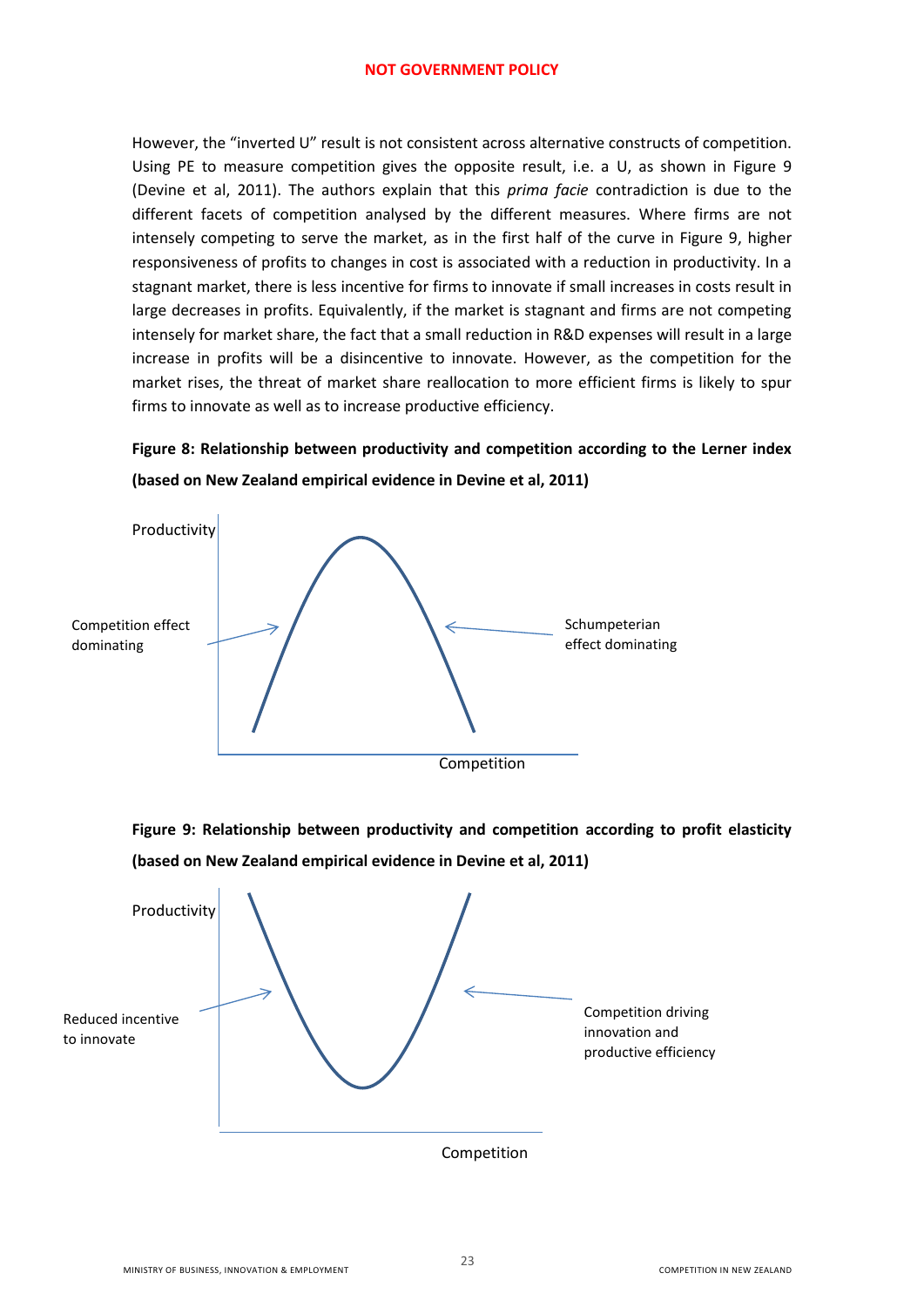**NOT GOVERNMENT POLICY**

However, the "inverted U" result is not consistent across alternative constructs of competition. Using PE to measure competition gives the opposite result, i.e. a U, as shown in Figure 9 (Devine et al, 2011). The authors explain that this *prima facie* contradiction is due to the different facets of competition analysed by the different measures. Where firms are not intensely competing to serve the market, as in the first half of the curve in Figure 9, higher responsiveness of profits to changes in cost is associated with a reduction in productivity. In a stagnant market, there is less incentive for firms to innovate if small increases in costs result in large decreases in profits. Equivalently, if the market is stagnant and firms are not competing intensely for market share, the fact that a small reduction in R&D expenses will result in a large increase in profits will be a disincentive to innovate. However, as the competition for the market rises, the threat of market share reallocation to more efficient firms is likely to spur firms to innovate as well as to increase productive efficiency.

**Figure 8: Relationship between productivity and competition according to the Lerner index (based on New Zealand empirical evidence in Devine et al, 2011)**

Productivity

Competition effect dominating

Schumpeterian effect dominating

Competition

**Figure 9: Relationship between productivity and competition according to profit elasticity (based on New Zealand empirical evidence in Devine et al, 2011)**

Productivity

Reduced incentive to innovate

Competition driving innovation and productive efficiency

Competition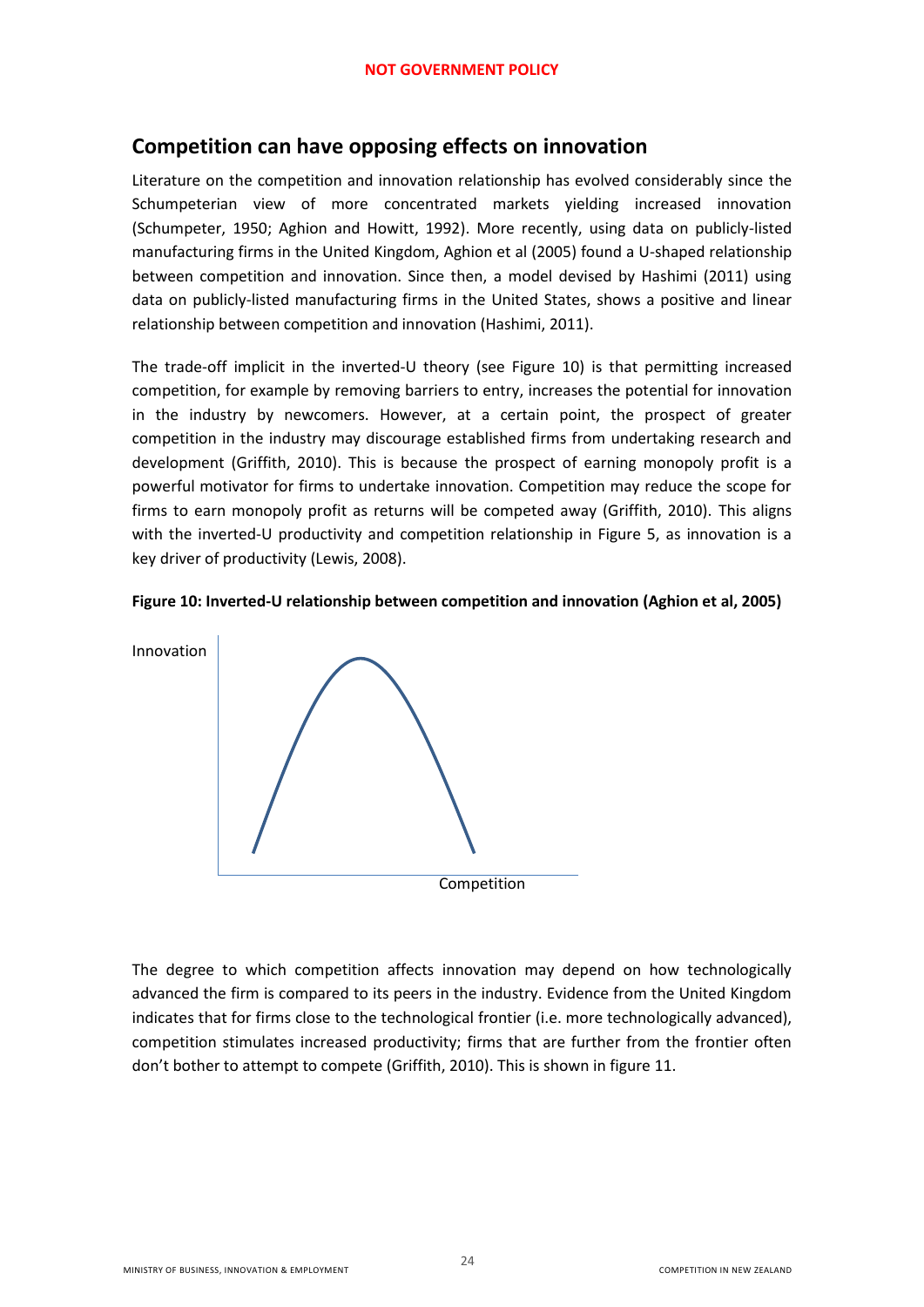## Competition can have opposing effects on innovation

Literature on the competition and innovation relationship has evolved considerably since the Schumpeterian view of more concentrated markets yielding increased innovation (Schumpeter, 1950; Aghion and Howitt, 1992). More recently, using data on publicly-listed manufacturing firms in the United Kingdom, Aghion et al (2005) found a U-shaped relationship between competition and innovation. Since then, a model devised by Hashimi (2011) using data on publicly-listed manufacturing firms in the United States, shows a positive and linear relationship between competition and innovation (Hashimi, 2011).

The trade-off implicit in the inverted-U theory (see Figure 10) is that permitting increased competition, for example by removing barriers to entry, increases the potential for innovation in the industry by newcomers. However, at a certain point, the prospect of greater competition in the industry may discourage established firms from undertaking research and development (Griffith, 2010). This is because the prospect of earning monopoly profit is a powerful motivator for firms to undertake innovation. Competition may reduce the scope for firms to earn monopoly profit as returns will be competed away (Griffith, 2010). This aligns with the inverted-U productivity and competition relationship in Figure 5, as innovation is a key driver of productivity (Lewis, 2008).

**Figure 10: Inverted-U relationship between competition and innovation (Aghion et al, 2005)**

Innovation

Competition

The degree to which competition affects innovation may depend on how technologically advanced the firm is compared to its peers in the industry. Evidence from the United Kingdom indicates that for firms close to the technological frontier (i.e. more technologically advanced), competition stimulates increased productivity; firms that are further from the frontier often don't bother to attempt to compete (Griffith, 2010). This is shown in figure 11.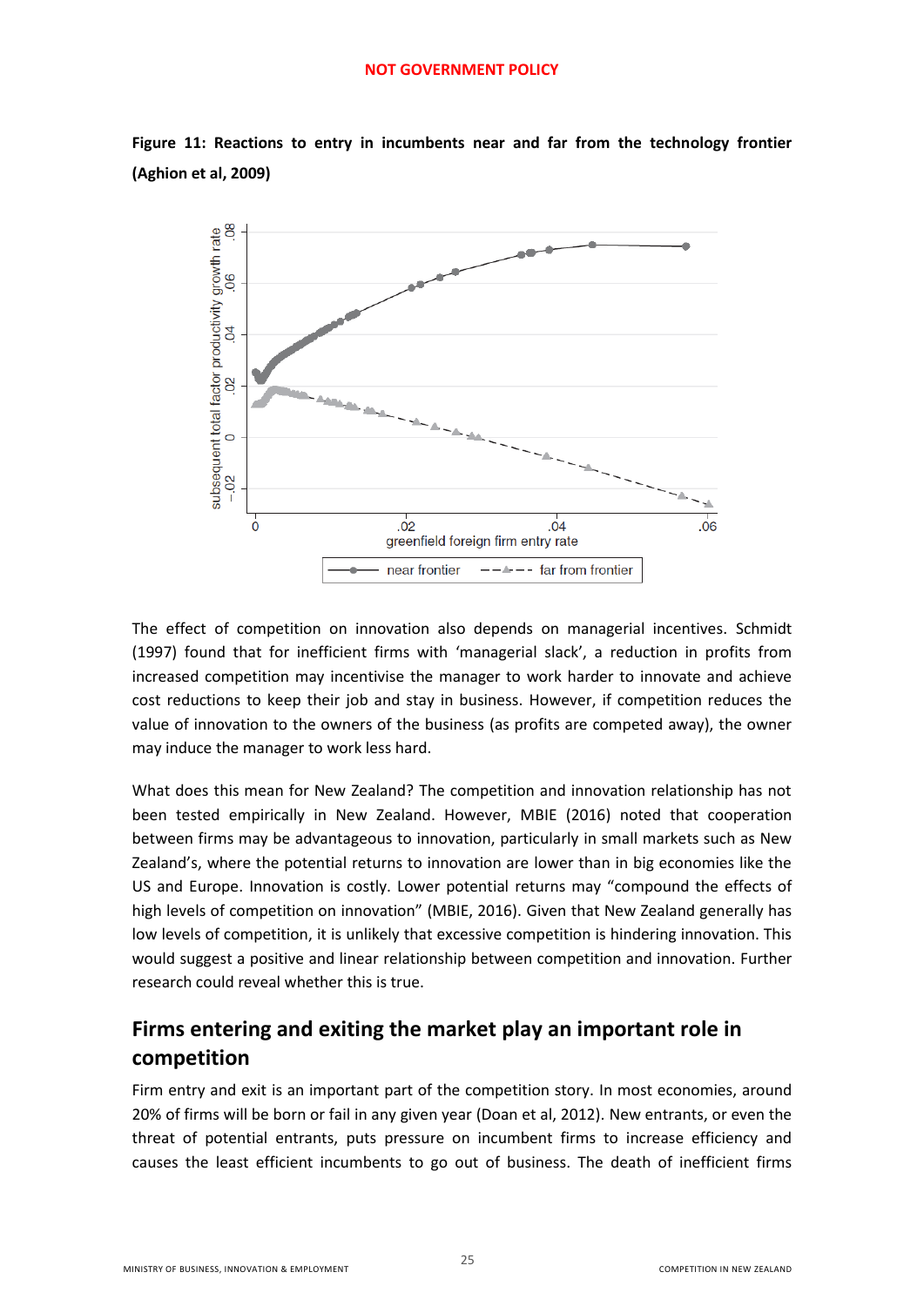**Figure 11: Reactions to entry in incumbents near and far from the technology frontier (Aghion et al, 2009)**

The effect of competition on innovation also depends on managerial incentives. Schmidt (1997) found that for inefficient firms with 'managerial slack', a reduction in profits from increased competition may incentivise the manager to work harder to innovate and achieve cost reductions to keep their job and stay in business. However, if competition reduces the value of innovation to the owners of the business (as profits are competed away), the owner may induce the manager to work less hard.

What does this mean for New Zealand? The competition and innovation relationship has not been tested empirically in New Zealand. However, MBIE (2016) noted that cooperation between firms may be advantageous to innovation, particularly in small markets such as New Zealand's, where the potential returns to innovation are lower than in big economies like the US and Europe. Innovation is costly. Lower potential returns may "compound the effects of high levels of competition on innovation" (MBIE, 2016). Given that New Zealand generally has low levels of competition, it is unlikely that excessive competition is hindering innovation. This would suggest a positive and linear relationship between competition and innovation. Further research could reveal whether this is true.

## Firms entering and exiting the market play an important role in competition

Firm entry and exit is an important part of the competition story. In most economies, around 20% of firms will be born or fail in any given year (Doan et al, 2012). New entrants, or even the threat of potential entrants, puts pressure on incumbent firms to increase efficiency and causes the least efficient incumbents to go out of business. The death of inefficient firms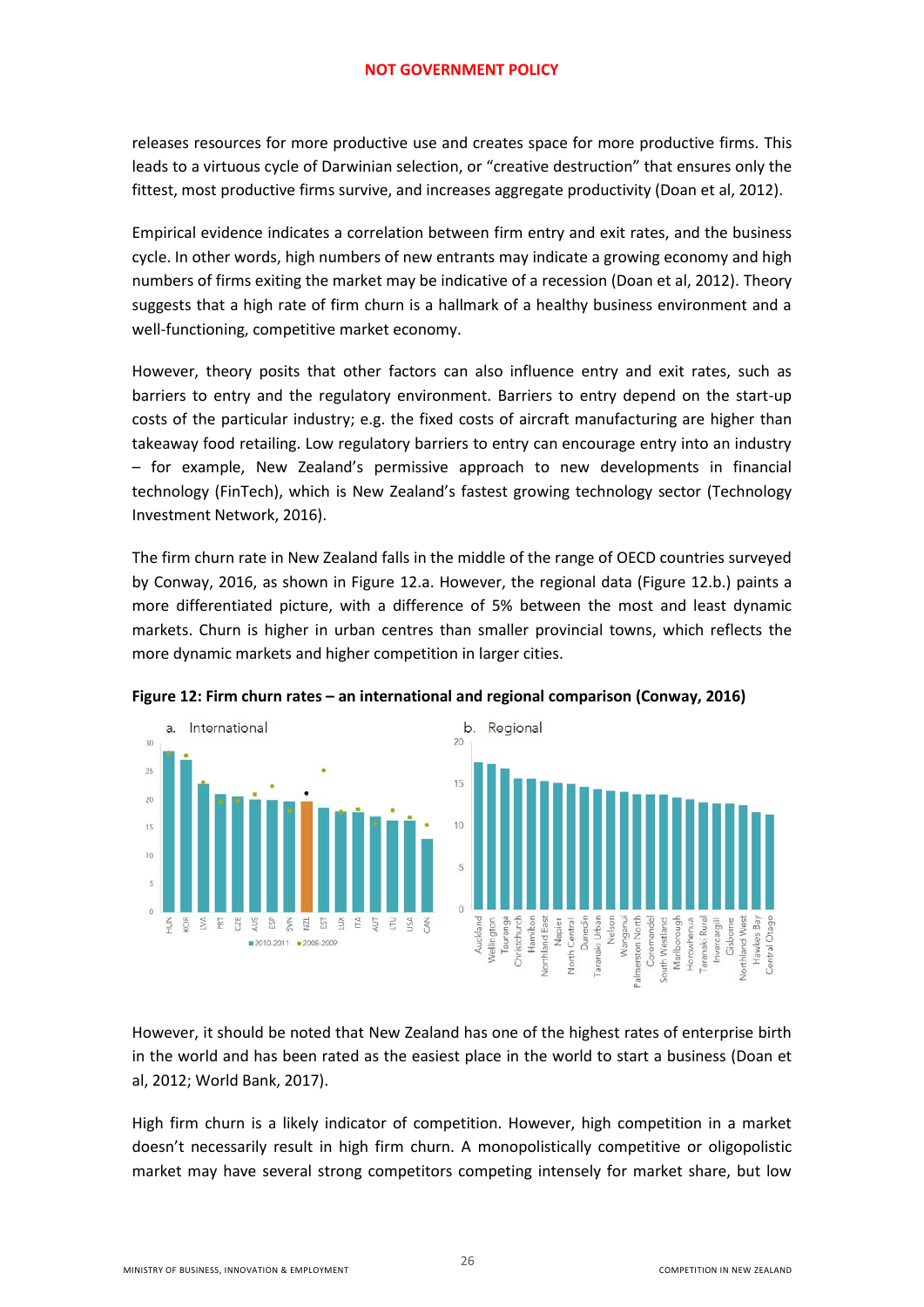releases resources for more productive use and creates space for more productive firms. This leads to a virtuous cycle of Darwinian selection, or "creative destruction" that ensures only the fittest, most productive firms survive, and increases aggregate productivity (Doan et al, 2012).

Empirical evidence indicates a correlation between firm entry and exit rates, and the business cycle. In other words, high numbers of new entrants may indicate a growing economy and high numbers of firms exiting the market may be indicative of a recession (Doan et al, 2012). Theory suggests that a high rate of firm churn is a hallmark of a healthy business environment and a well-functioning, competitive market economy.

However, theory posits that other factors can also influence entry and exit rates, such as barriers to entry and the regulatory environment. Barriers to entry depend on the start-up costs of the particular industry; e.g. the fixed costs of aircraft manufacturing are higher than takeaway food retailing. Low regulatory barriers to entry can encourage entry into an industry – for example, New Zealand's permissive approach to new developments in financial technology (FinTech), which is New Zealand's fastest growing technology sector (Technology Investment Network, 2016).

The firm churn rate in New Zealand falls in the middle of the range of OECD countries surveyed by Conway, 2016, as shown in Figure 12.a. However, the regional data (Figure 12.b.) paints a more differentiated picture, with a difference of 5% between the most and least dynamic markets. Churn is higher in urban centres than smaller provincial towns, which reflects the more dynamic markets and higher competition in larger cities.

**Figure 12: Firm churn rates – an international and regional comparison (Conway, 2016)**

However, it should be noted that New Zealand has one of the highest rates of enterprise birth in the world and has been rated as the easiest place in the world to start a business (Doan et al, 2012; World Bank, 2017).

High firm churn is a likely indicator of competition. However, high competition in a market doesn't necessarily result in high firm churn. A monopolistically competitive or oligopolistic market may have several strong competitors competing intensely for market share, but low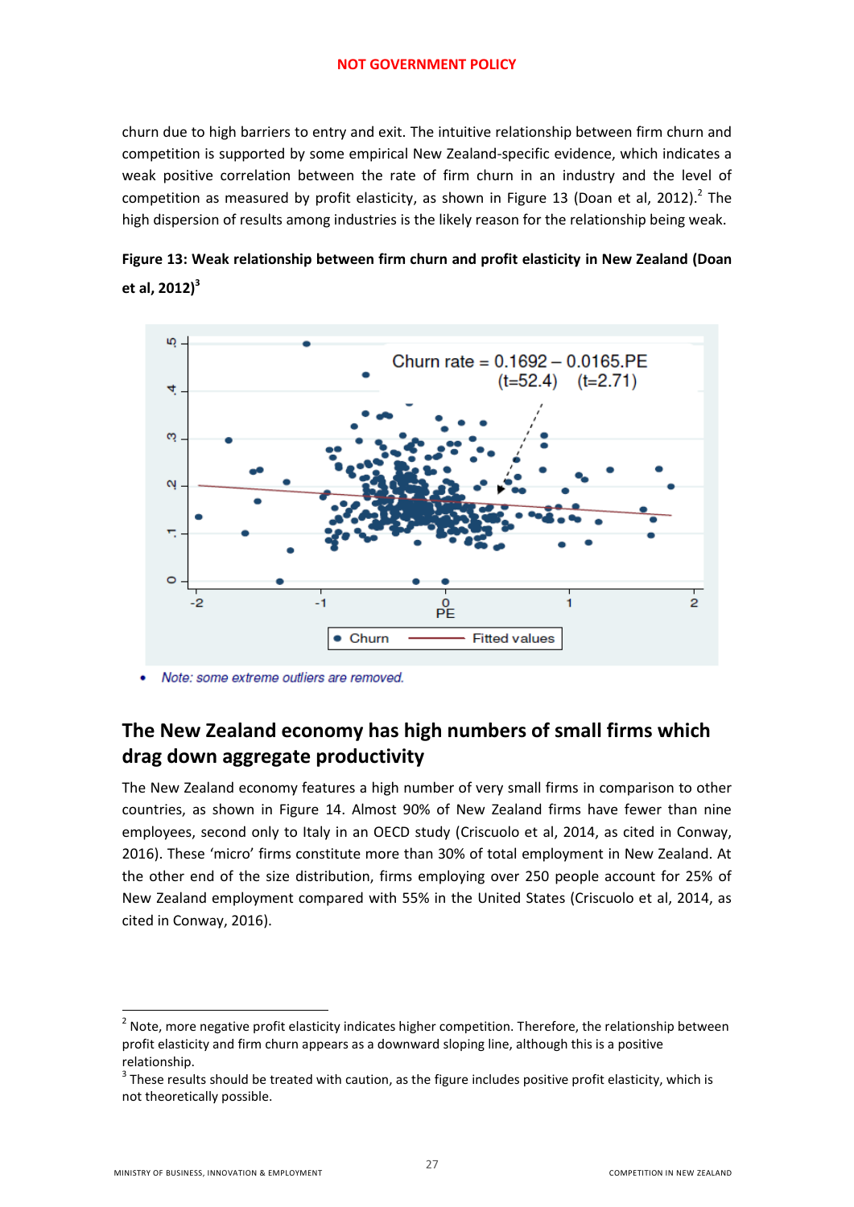NOT GOVERNMENT POLICY

churn due to high barriers to entry and exit. The intuitive relationship between firm churn and competition is supported by some empirical New Zealand-specific evidence, which indicates a weak positive correlation between the rate of firm churn in an industry and the level of competition as measured by profit elasticity, as shown in Figure 13 (Doan et al, 2012).[2] The high dispersion of results among industries is the likely reason for the relationship being weak.

**Figure 13: Weak relationship between firm churn and profit elasticity in New Zealand (Doan et al, 2012)[3]**

- *Note: some extreme outliers are removed.*

## The New Zealand economy has high numbers of small firms which drag down aggregate productivity

The New Zealand economy features a high number of very small firms in comparison to other countries, as shown in Figure 14. Almost 90% of New Zealand firms have fewer than nine employees, second only to Italy in an OECD study (Criscuolo et al, 2014, as cited in Conway, 2016). These 'micro' firms constitute more than 30% of total employment in New Zealand. At the other end of the size distribution, firms employing over 250 people account for 25% of New Zealand employment compared with 55% in the United States (Criscuolo et al, 2014, as cited in Conway, 2016).

---

[2] Note, more negative profit elasticity indicates higher competition. Therefore, the relationship between profit elasticity and firm churn appears as a downward sloping line, although this is a positive relationship.

[3] These results should be treated with caution, as the figure includes positive profit elasticity, which is not theoretically possible.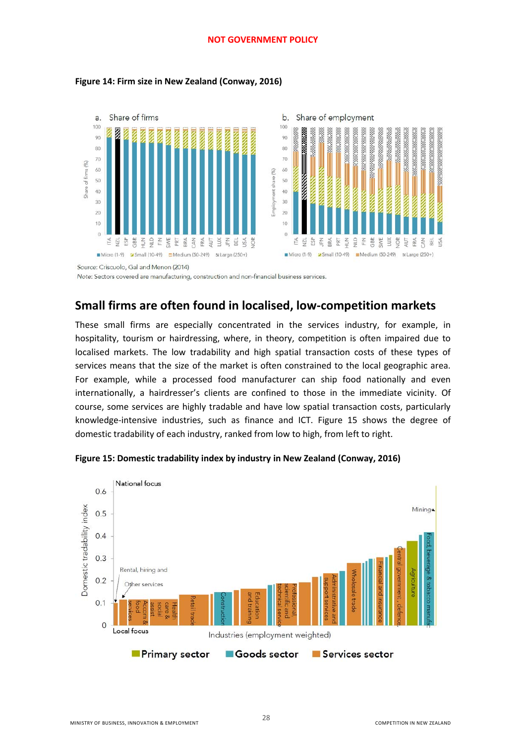NOT GOVERNMENT POLICY

**Figure 14: Firm size in New Zealand (Conway, 2016)**

Source: Criscuolo, Gal and Menon (2014)
Note: Sectors covered are manufacturing, construction and non-financial business services.

## Small firms are often found in localised, low-competition markets

These small firms are especially concentrated in the services industry, for example, in hospitality, tourism or hairdressing, where, in theory, competition is often impaired due to localised markets. The low tradability and high spatial transaction costs of these types of services means that the size of the market is often constrained to the local geographic area. For example, while a processed food manufacturer can ship food nationally and even internationally, a hairdresser's clients are confined to those in the immediate vicinity. Of course, some services are highly tradable and have low spatial transaction costs, particularly knowledge-intensive industries, such as finance and ICT. Figure 15 shows the degree of domestic tradability of each industry, ranked from low to high, from left to right.

**Figure 15: Domestic tradability index by industry in New Zealand (Conway, 2016)**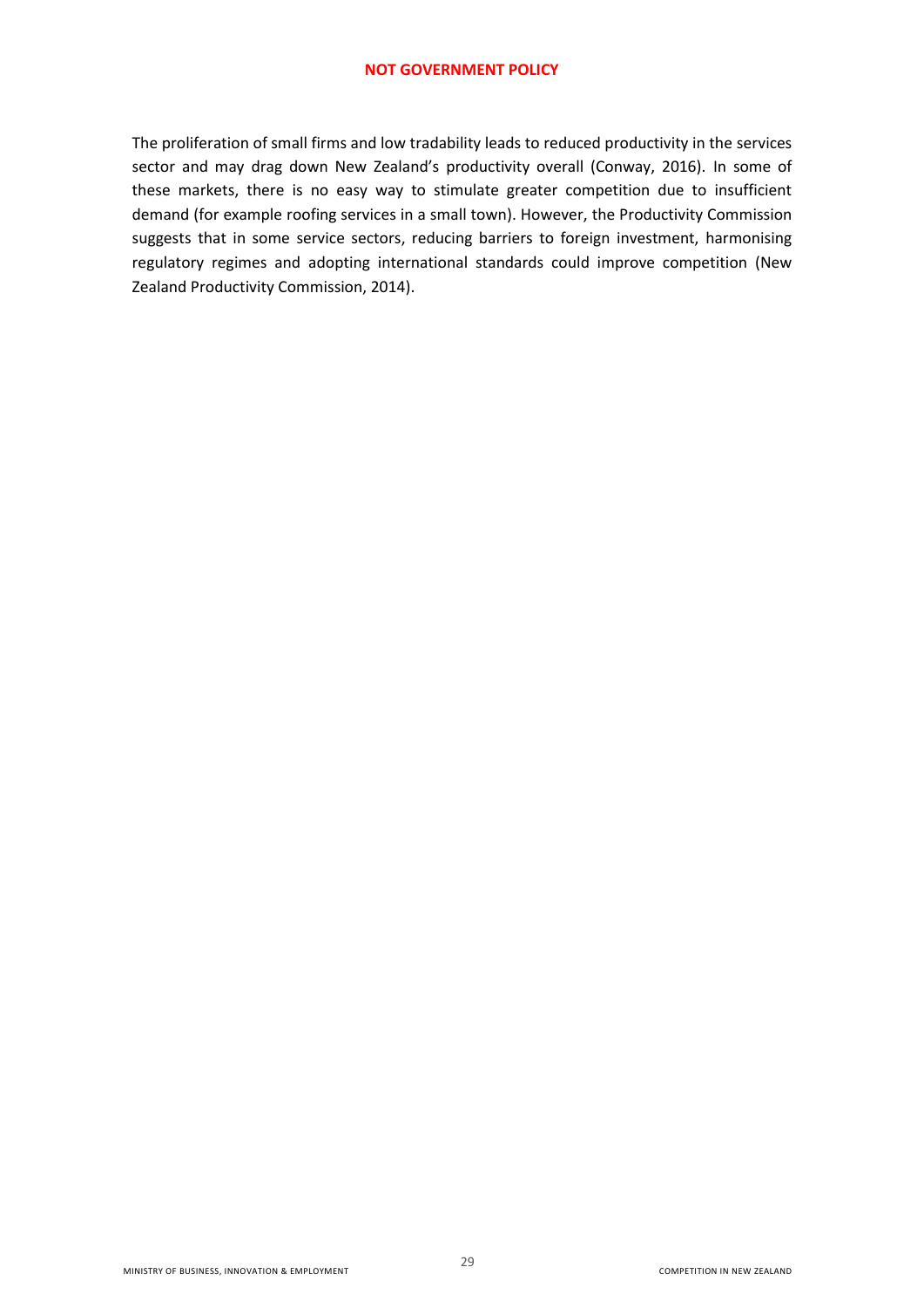The proliferation of small firms and low tradability leads to reduced productivity in the services sector and may drag down New Zealand's productivity overall (Conway, 2016). In some of these markets, there is no easy way to stimulate greater competition due to insufficient demand (for example roofing services in a small town). However, the Productivity Commission suggests that in some service sectors, reducing barriers to foreign investment, harmonising regulatory regimes and adopting international standards could improve competition (New Zealand Productivity Commission, 2014).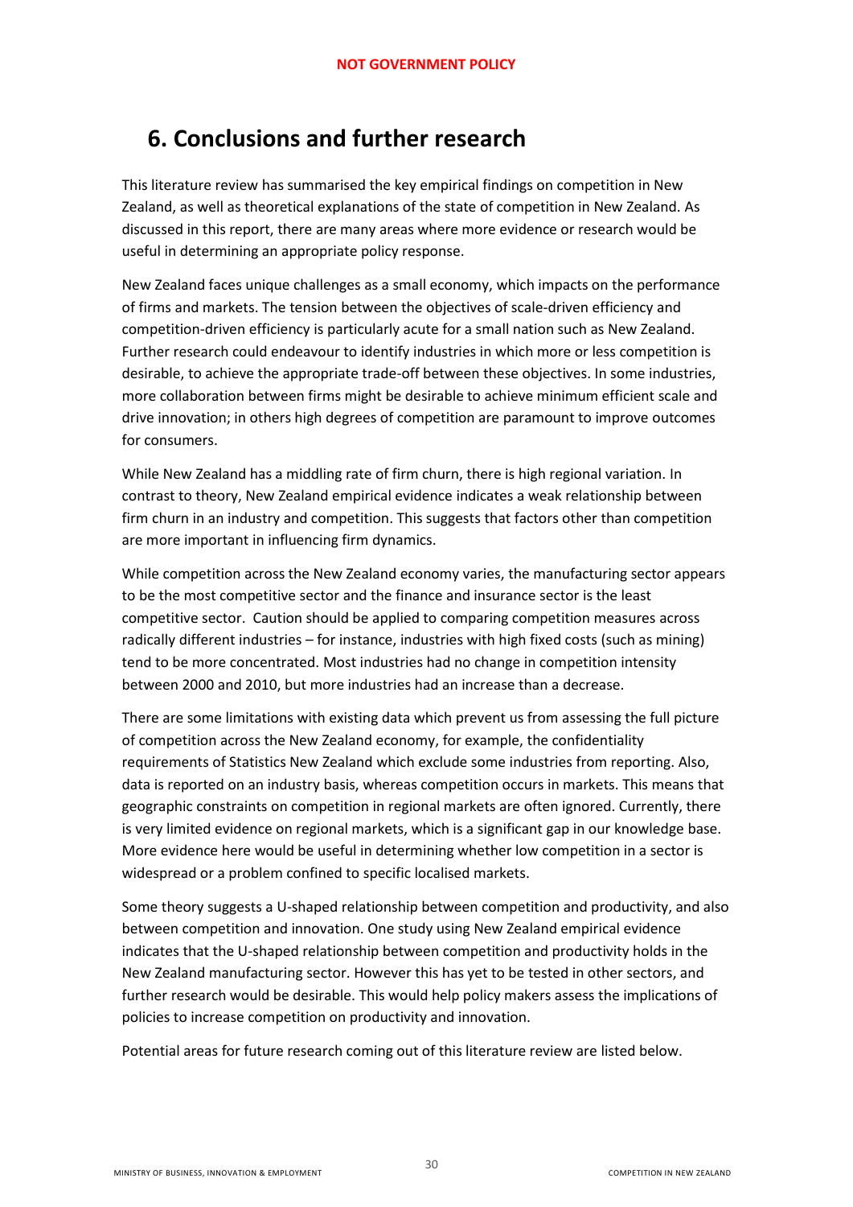# 6. Conclusions and further research

This literature review has summarised the key empirical findings on competition in New Zealand, as well as theoretical explanations of the state of competition in New Zealand. As discussed in this report, there are many areas where more evidence or research would be useful in determining an appropriate policy response.

New Zealand faces unique challenges as a small economy, which impacts on the performance of firms and markets. The tension between the objectives of scale-driven efficiency and competition-driven efficiency is particularly acute for a small nation such as New Zealand. Further research could endeavour to identify industries in which more or less competition is desirable, to achieve the appropriate trade-off between these objectives. In some industries, more collaboration between firms might be desirable to achieve minimum efficient scale and drive innovation; in others high degrees of competition are paramount to improve outcomes for consumers.

While New Zealand has a middling rate of firm churn, there is high regional variation. In contrast to theory, New Zealand empirical evidence indicates a weak relationship between firm churn in an industry and competition. This suggests that factors other than competition are more important in influencing firm dynamics.

While competition across the New Zealand economy varies, the manufacturing sector appears to be the most competitive sector and the finance and insurance sector is the least competitive sector. Caution should be applied to comparing competition measures across radically different industries – for instance, industries with high fixed costs (such as mining) tend to be more concentrated. Most industries had no change in competition intensity between 2000 and 2010, but more industries had an increase than a decrease.

There are some limitations with existing data which prevent us from assessing the full picture of competition across the New Zealand economy, for example, the confidentiality requirements of Statistics New Zealand which exclude some industries from reporting. Also, data is reported on an industry basis, whereas competition occurs in markets. This means that geographic constraints on competition in regional markets are often ignored. Currently, there is very limited evidence on regional markets, which is a significant gap in our knowledge base. More evidence here would be useful in determining whether low competition in a sector is widespread or a problem confined to specific localised markets.

Some theory suggests a U-shaped relationship between competition and productivity, and also between competition and innovation. One study using New Zealand empirical evidence indicates that the U-shaped relationship between competition and productivity holds in the New Zealand manufacturing sector. However this has yet to be tested in other sectors, and further research would be desirable. This would help policy makers assess the implications of policies to increase competition on productivity and innovation.

Potential areas for future research coming out of this literature review are listed below.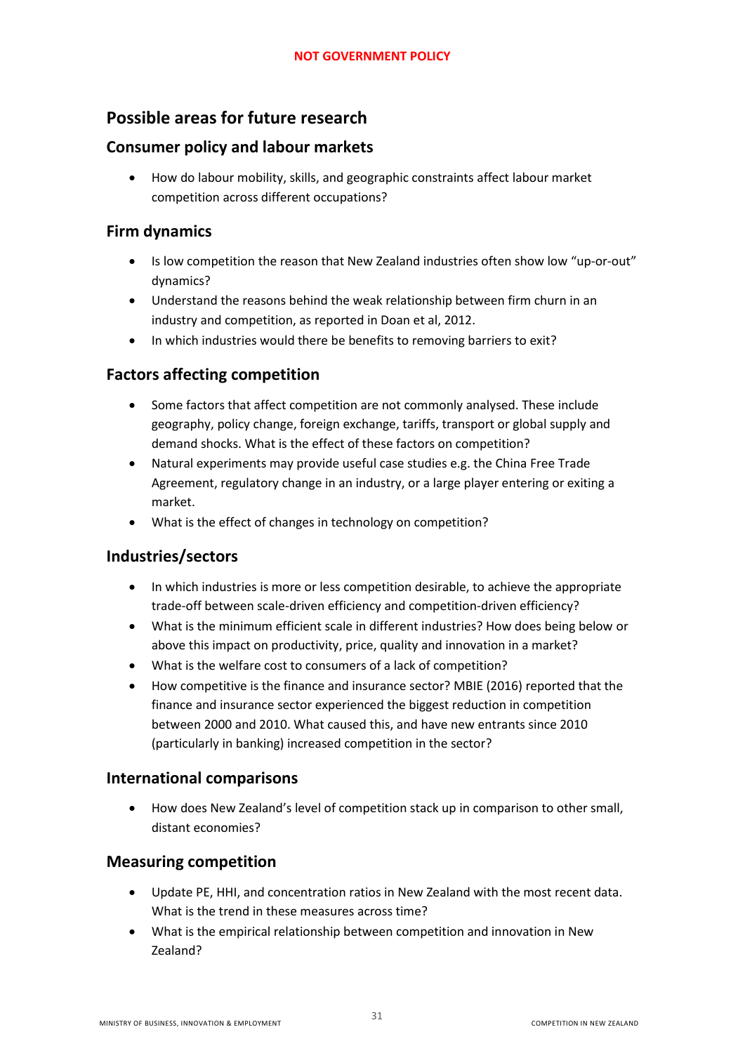## Possible areas for future research

### Consumer policy and labour markets

- How do labour mobility, skills, and geographic constraints affect labour market competition across different occupations?

### Firm dynamics

- Is low competition the reason that New Zealand industries often show low "up-or-out" dynamics?
- Understand the reasons behind the weak relationship between firm churn in an industry and competition, as reported in Doan et al, 2012.
- In which industries would there be benefits to removing barriers to exit?

### Factors affecting competition

- Some factors that affect competition are not commonly analysed. These include geography, policy change, foreign exchange, tariffs, transport or global supply and demand shocks. What is the effect of these factors on competition?
- Natural experiments may provide useful case studies e.g. the China Free Trade Agreement, regulatory change in an industry, or a large player entering or exiting a market.
- What is the effect of changes in technology on competition?

### Industries/sectors

- In which industries is more or less competition desirable, to achieve the appropriate trade-off between scale-driven efficiency and competition-driven efficiency?
- What is the minimum efficient scale in different industries? How does being below or above this impact on productivity, price, quality and innovation in a market?
- What is the welfare cost to consumers of a lack of competition?
- How competitive is the finance and insurance sector? MBIE (2016) reported that the finance and insurance sector experienced the biggest reduction in competition between 2000 and 2010. What caused this, and have new entrants since 2010 (particularly in banking) increased competition in the sector?

### International comparisons

- How does New Zealand's level of competition stack up in comparison to other small, distant economies?

### Measuring competition

- Update PE, HHI, and concentration ratios in New Zealand with the most recent data. What is the trend in these measures across time?
- What is the empirical relationship between competition and innovation in New Zealand?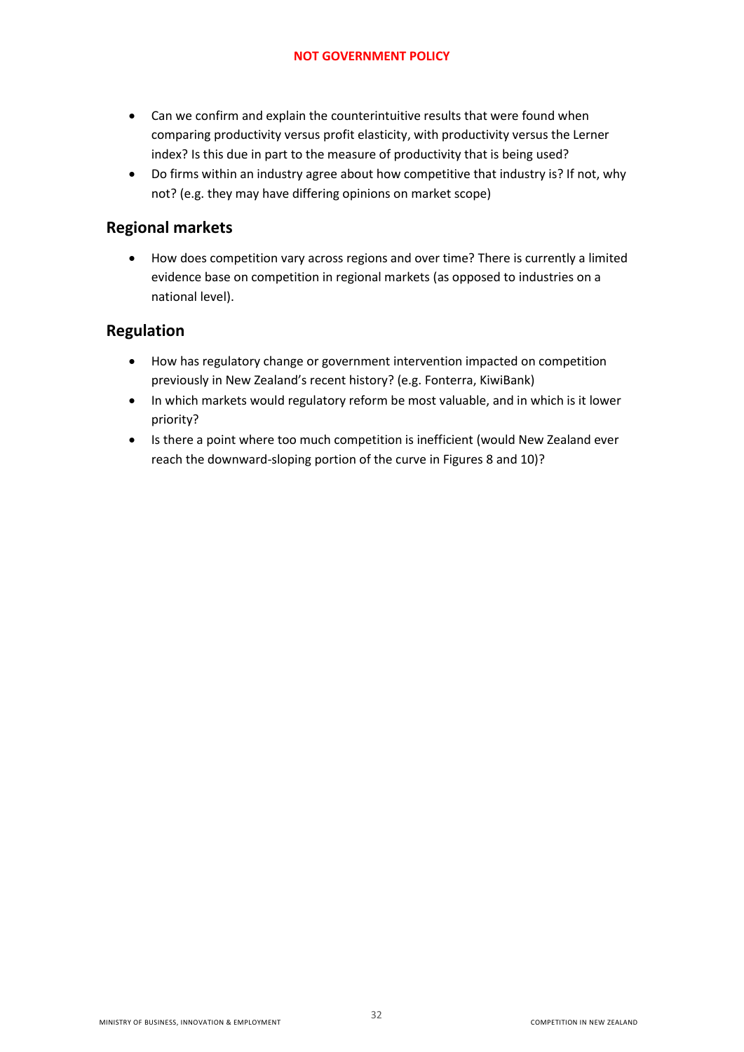- Can we confirm and explain the counterintuitive results that were found when comparing productivity versus profit elasticity, with productivity versus the Lerner index? Is this due in part to the measure of productivity that is being used?
- Do firms within an industry agree about how competitive that industry is? If not, why not? (e.g. they may have differing opinions on market scope)

## Regional markets

- How does competition vary across regions and over time? There is currently a limited evidence base on competition in regional markets (as opposed to industries on a national level).

## Regulation

- How has regulatory change or government intervention impacted on competition previously in New Zealand's recent history? (e.g. Fonterra, KiwiBank)
- In which markets would regulatory reform be most valuable, and in which is it lower priority?
- Is there a point where too much competition is inefficient (would New Zealand ever reach the downward-sloping portion of the curve in Figures 8 and 10)?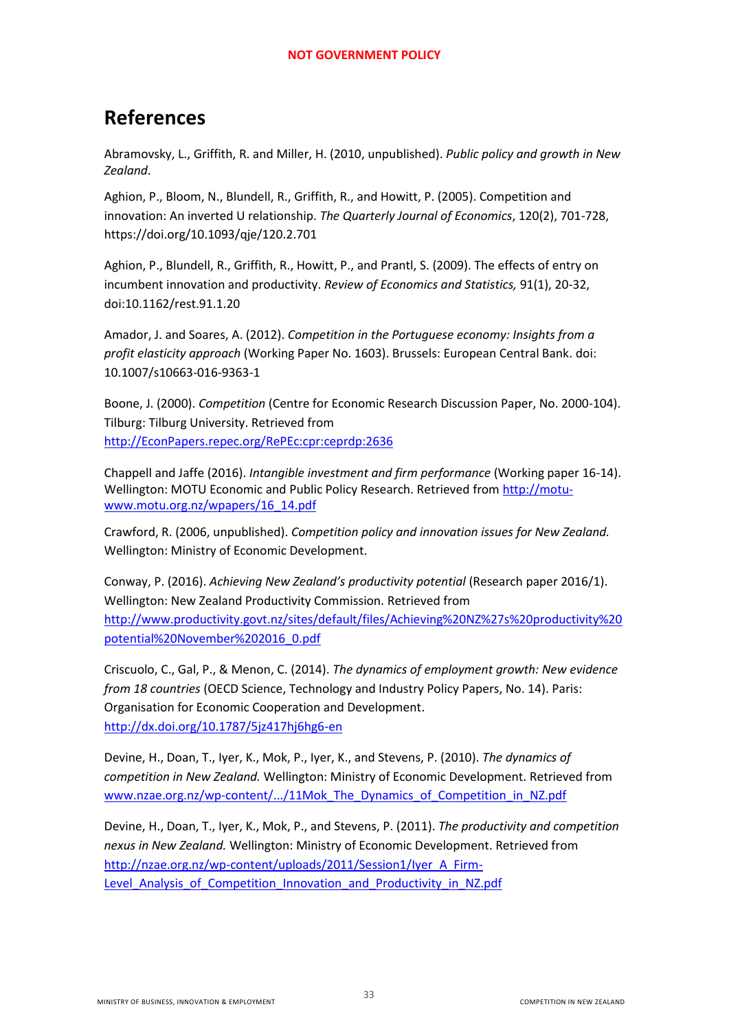# References

Abramovsky, L., Griffith, R. and Miller, H. (2010, unpublished). *Public policy and growth in New Zealand*.

Aghion, P., Bloom, N., Blundell, R., Griffith, R., and Howitt, P. (2005). Competition and innovation: An inverted U relationship. *The Quarterly Journal of Economics*, 120(2), 701-728, https://doi.org/10.1093/qje/120.2.701

Aghion, P., Blundell, R., Griffith, R., Howitt, P., and Prantl, S. (2009). The effects of entry on incumbent innovation and productivity. *Review of Economics and Statistics,* 91(1), 20-32, doi:10.1162/rest.91.1.20

Amador, J. and Soares, A. (2012). *Competition in the Portuguese economy: Insights from a profit elasticity approach* (Working Paper No. 1603). Brussels: European Central Bank. doi: 10.1007/s10663-016-9363-1

Boone, J. (2000). *Competition* (Centre for Economic Research Discussion Paper, No. 2000-104). Tilburg: Tilburg University. Retrieved from http://EconPapers.repec.org/RePEc:cpr:ceprdp:2636

Chappell and Jaffe (2016). *Intangible investment and firm performance* (Working paper 16-14). Wellington: MOTU Economic and Public Policy Research. Retrieved from http://motu-www.motu.org.nz/wpapers/16_14.pdf

Crawford, R. (2006, unpublished). *Competition policy and innovation issues for New Zealand.* Wellington: Ministry of Economic Development.

Conway, P. (2016). *Achieving New Zealand's productivity potential* (Research paper 2016/1). Wellington: New Zealand Productivity Commission. Retrieved from http://www.productivity.govt.nz/sites/default/files/Achieving%20NZ%27s%20productivity%20potential%20November%202016_0.pdf

Criscuolo, C., Gal, P., & Menon, C. (2014). *The dynamics of employment growth: New evidence from 18 countries* (OECD Science, Technology and Industry Policy Papers, No. 14). Paris: Organisation for Economic Cooperation and Development. http://dx.doi.org/10.1787/5jz417hj6hg6-en

Devine, H., Doan, T., Iyer, K., Mok, P., Iyer, K., and Stevens, P. (2010). *The dynamics of competition in New Zealand.* Wellington: Ministry of Economic Development. Retrieved from www.nzae.org.nz/wp-content/.../11Mok_The_Dynamics_of_Competition_in_NZ.pdf

Devine, H., Doan, T., Iyer, K., Mok, P., and Stevens, P. (2011). *The productivity and competition nexus in New Zealand.* Wellington: Ministry of Economic Development. Retrieved from http://nzae.org.nz/wp-content/uploads/2011/Session1/Iyer_A_Firm-Level_Analysis_of_Competition_Innovation_and_Productivity_in_NZ.pdf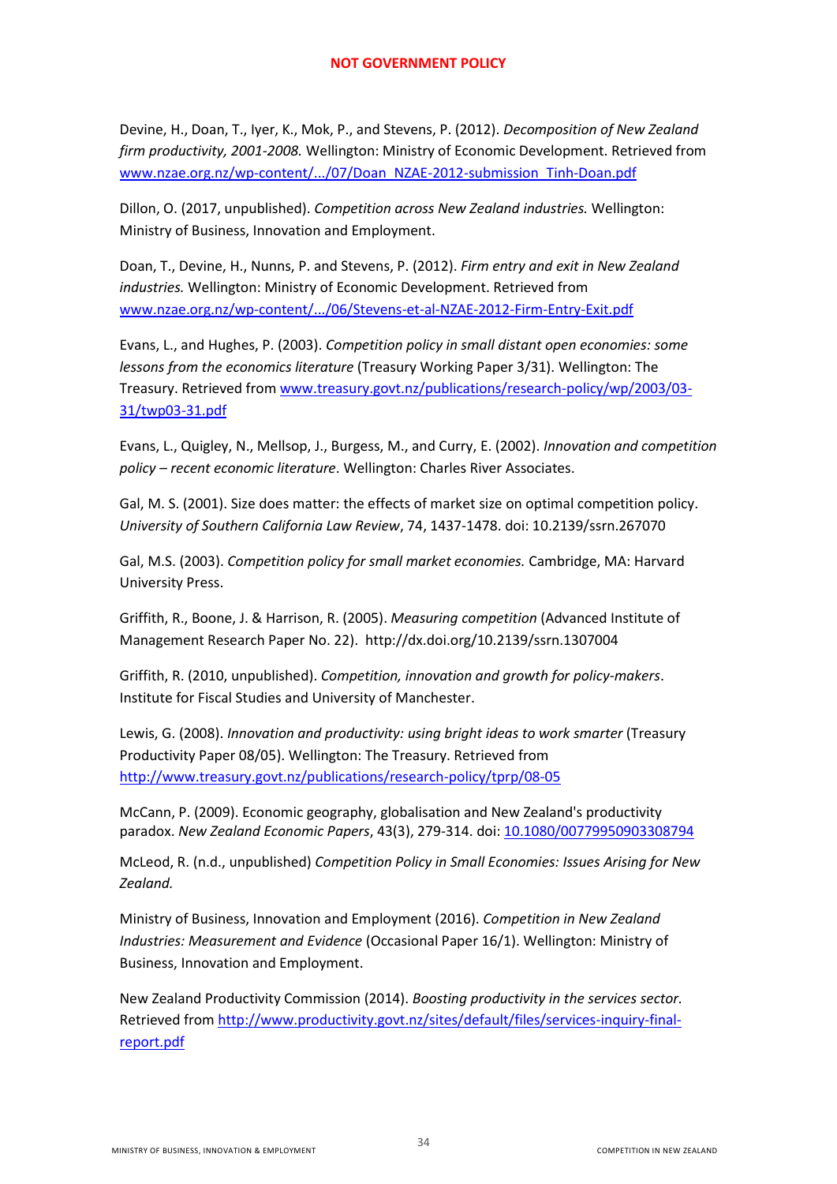**NOT GOVERNMENT POLICY**

Devine, H., Doan, T., Iyer, K., Mok, P., and Stevens, P. (2012). *Decomposition of New Zealand firm productivity, 2001-2008.* Wellington: Ministry of Economic Development. Retrieved from www.nzae.org.nz/wp-content/.../07/Doan_NZAE-2012-submission_Tinh-Doan.pdf

Dillon, O. (2017, unpublished). *Competition across New Zealand industries.* Wellington: Ministry of Business, Innovation and Employment.

Doan, T., Devine, H., Nunns, P. and Stevens, P. (2012). *Firm entry and exit in New Zealand industries.* Wellington: Ministry of Economic Development. Retrieved from www.nzae.org.nz/wp-content/.../06/Stevens-et-al-NZAE-2012-Firm-Entry-Exit.pdf

Evans, L., and Hughes, P. (2003). *Competition policy in small distant open economies: some lessons from the economics literature* (Treasury Working Paper 3/31). Wellington: The Treasury. Retrieved from www.treasury.govt.nz/publications/research-policy/wp/2003/03-31/twp03-31.pdf

Evans, L., Quigley, N., Mellsop, J., Burgess, M., and Curry, E. (2002). *Innovation and competition policy – recent economic literature*. Wellington: Charles River Associates.

Gal, M. S. (2001). Size does matter: the effects of market size on optimal competition policy. *University of Southern California Law Review*, 74, 1437-1478. doi: 10.2139/ssrn.267070

Gal, M.S. (2003). *Competition policy for small market economies.* Cambridge, MA: Harvard University Press.

Griffith, R., Boone, J. & Harrison, R. (2005). *Measuring competition* (Advanced Institute of Management Research Paper No. 22). http://dx.doi.org/10.2139/ssrn.1307004

Griffith, R. (2010, unpublished). *Competition, innovation and growth for policy-makers*. Institute for Fiscal Studies and University of Manchester.

Lewis, G. (2008). *Innovation and productivity: using bright ideas to work smarter* (Treasury Productivity Paper 08/05). Wellington: The Treasury. Retrieved from http://www.treasury.govt.nz/publications/research-policy/tprp/08-05

McCann, P. (2009). Economic geography, globalisation and New Zealand's productivity paradox. *New Zealand Economic Papers*, 43(3), 279-314. doi: 10.1080/00779950903308794

McLeod, R. (n.d., unpublished) *Competition Policy in Small Economies: Issues Arising for New Zealand.*

Ministry of Business, Innovation and Employment (2016). *Competition in New Zealand Industries: Measurement and Evidence* (Occasional Paper 16/1). Wellington: Ministry of Business, Innovation and Employment.

New Zealand Productivity Commission (2014). *Boosting productivity in the services sector*. Retrieved from http://www.productivity.govt.nz/sites/default/files/services-inquiry-final-report.pdf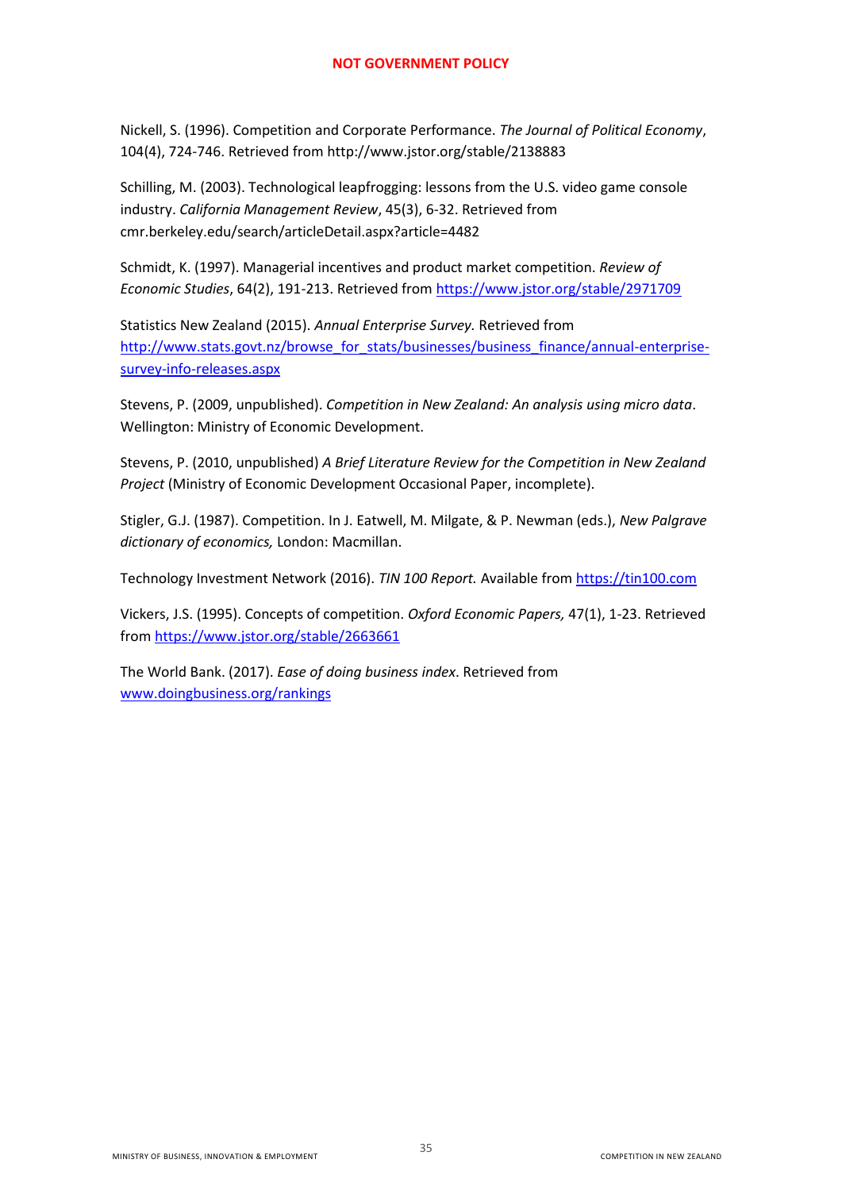Nickell, S. (1996). Competition and Corporate Performance. *The Journal of Political Economy*, 104(4), 724-746. Retrieved from http://www.jstor.org/stable/2138883

Schilling, M. (2003). Technological leapfrogging: lessons from the U.S. video game console industry. *California Management Review*, 45(3), 6-32. Retrieved from cmr.berkeley.edu/search/articleDetail.aspx?article=4482

Schmidt, K. (1997). Managerial incentives and product market competition. *Review of Economic Studies*, 64(2), 191-213. Retrieved from https://www.jstor.org/stable/2971709

Statistics New Zealand (2015). *Annual Enterprise Survey.* Retrieved from http://www.stats.govt.nz/browse_for_stats/businesses/business_finance/annual-enterprise-survey-info-releases.aspx

Stevens, P. (2009, unpublished). *Competition in New Zealand: An analysis using micro data*. Wellington: Ministry of Economic Development.

Stevens, P. (2010, unpublished) *A Brief Literature Review for the Competition in New Zealand Project* (Ministry of Economic Development Occasional Paper, incomplete).

Stigler, G.J. (1987). Competition. In J. Eatwell, M. Milgate, & P. Newman (eds.), *New Palgrave dictionary of economics,* London: Macmillan.

Technology Investment Network (2016). *TIN 100 Report.* Available from https://tin100.com

Vickers, J.S. (1995). Concepts of competition. *Oxford Economic Papers,* 47(1), 1-23. Retrieved from https://www.jstor.org/stable/2663661

The World Bank. (2017). *Ease of doing business index*. Retrieved from www.doingbusiness.org/rankings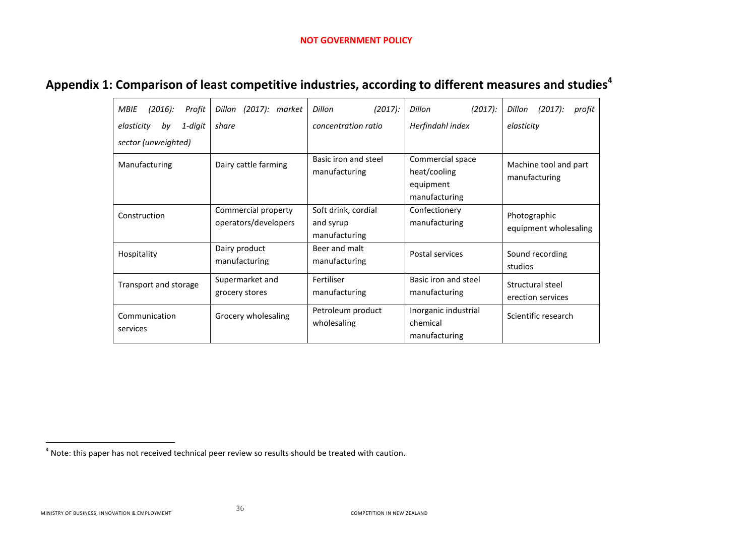**NOT GOVERNMENT POLICY**

## Appendix 1: Comparison of least competitive industries, according to different measures and studies[4]

| *MBIE (2016): Profit elasticity by 1-digit sector (unweighted)* | *Dillon (2017): market share* | *Dillon (2017): concentration ratio* | *Dillon (2017): Herfindahl index* | *Dillon (2017): profit elasticity* |
|---|---|---|---|---|
| Manufacturing | Dairy cattle farming | Basic iron and steel manufacturing | Commercial space heat/cooling equipment manufacturing | Machine tool and part manufacturing |
| Construction | Commercial property operators/developers | Soft drink, cordial and syrup manufacturing | Confectionery manufacturing | Photographic equipment wholesaling |
| Hospitality | Dairy product manufacturing | Beer and malt manufacturing | Postal services | Sound recording studios |
| Transport and storage | Supermarket and grocery stores | Fertiliser manufacturing | Basic iron and steel manufacturing | Structural steel erection services |
| Communication services | Grocery wholesaling | Petroleum product wholesaling | Inorganic industrial chemical manufacturing | Scientific research |

[4] Note: this paper has not received technical peer review so results should be treated with caution.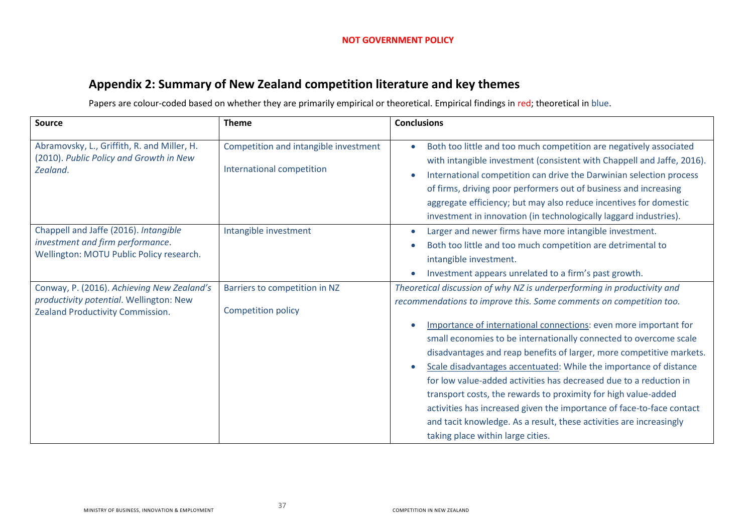NOT GOVERNMENT POLICY

## Appendix 2: Summary of New Zealand competition literature and key themes

Papers are colour-coded based on whether they are primarily empirical or theoretical. Empirical findings in red; theoretical in blue.

| Source | Theme | Conclusions |
|---|---|---|
| Abramovsky, L., Griffith, R. and Miller, H. (2010). *Public Policy and Growth in New Zealand*. | Competition and intangible investment<br><br>International competition | • Both too little and too much competition are negatively associated with intangible investment (consistent with Chappell and Jaffe, 2016).<br>• International competition can drive the Darwinian selection process of firms, driving poor performers out of business and increasing aggregate efficiency; but may also reduce incentives for domestic investment in innovation (in technologically laggard industries). |
| Chappell and Jaffe (2016). *Intangible investment and firm performance*. Wellington: MOTU Public Policy research. | Intangible investment | • Larger and newer firms have more intangible investment.<br>• Both too little and too much competition are detrimental to intangible investment.<br>• Investment appears unrelated to a firm's past growth. |
| Conway, P. (2016). *Achieving New Zealand's productivity potential*. Wellington: New Zealand Productivity Commission. | Barriers to competition in NZ<br><br>Competition policy | *Theoretical discussion of why NZ is underperforming in productivity and recommendations to improve this. Some comments on competition too.*<br><br>• Importance of international connections: even more important for small economies to be internationally connected to overcome scale disadvantages and reap benefits of larger, more competitive markets.<br>• Scale disadvantages accentuated: While the importance of distance for low value-added activities has decreased due to a reduction in transport costs, the rewards to proximity for high value-added activities has increased given the importance of face-to-face contact and tacit knowledge. As a result, these activities are increasingly taking place within large cities. |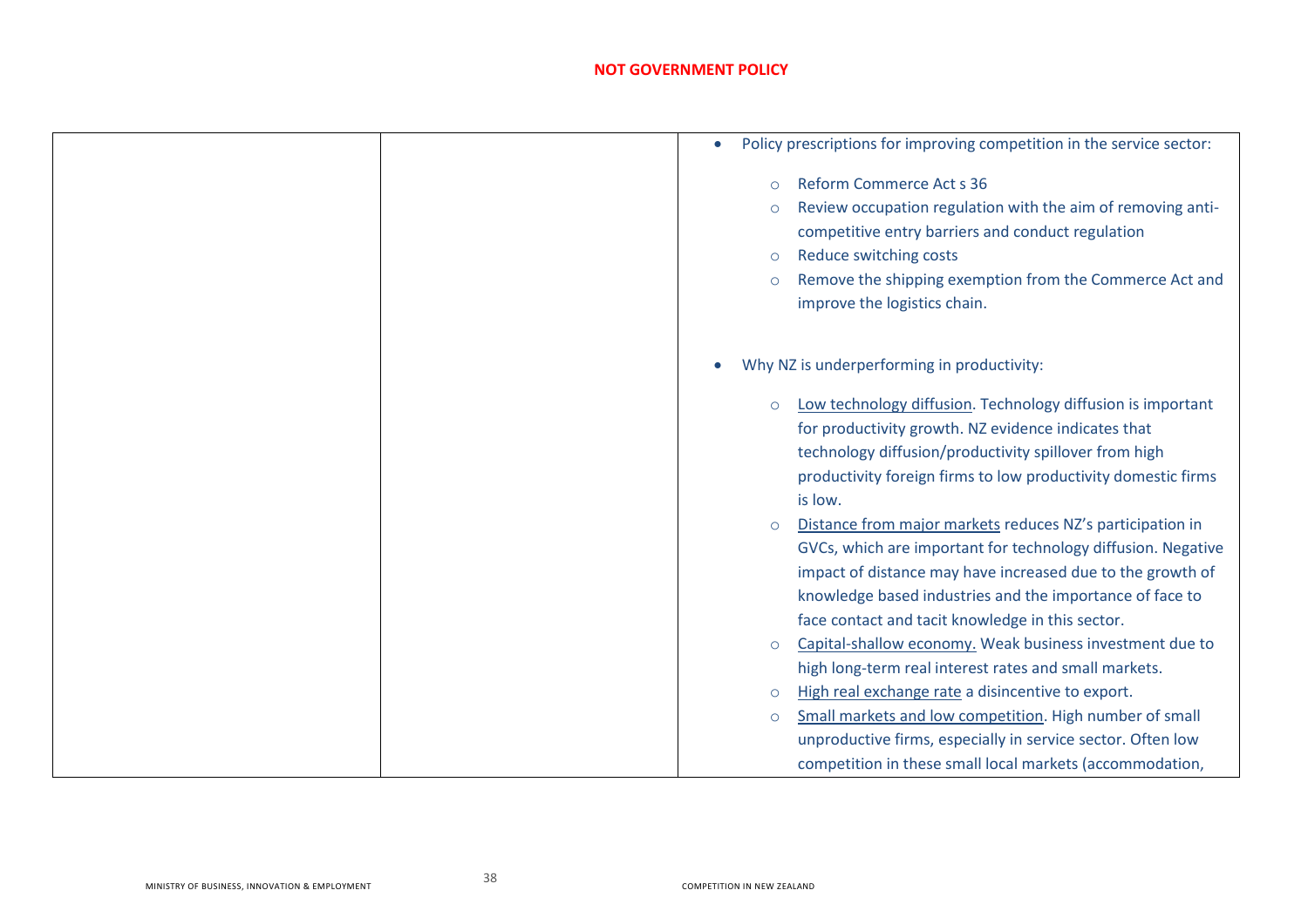**NOT GOVERNMENT POLICY**

| | | |
|---|---|---|
| | | • Policy prescriptions for improving competition in the service sector:<br>  ○ Reform Commerce Act s 36<br>  ○ Review occupation regulation with the aim of removing anti-competitive entry barriers and conduct regulation<br>  ○ Reduce switching costs<br>  ○ Remove the shipping exemption from the Commerce Act and improve the logistics chain.<br><br>• Why NZ is underperforming in productivity:<br>  ○ Low technology diffusion. Technology diffusion is important for productivity growth. NZ evidence indicates that technology diffusion/productivity spillover from high productivity foreign firms to low productivity domestic firms is low.<br>  ○ Distance from major markets reduces NZ's participation in GVCs, which are important for technology diffusion. Negative impact of distance may have increased due to the growth of knowledge based industries and the importance of face to face contact and tacit knowledge in this sector.<br>  ○ Capital-shallow economy. Weak business investment due to high long-term real interest rates and small markets.<br>  ○ High real exchange rate a disincentive to export.<br>  ○ Small markets and low competition. High number of small unproductive firms, especially in service sector. Often low competition in these small local markets (accommodation, |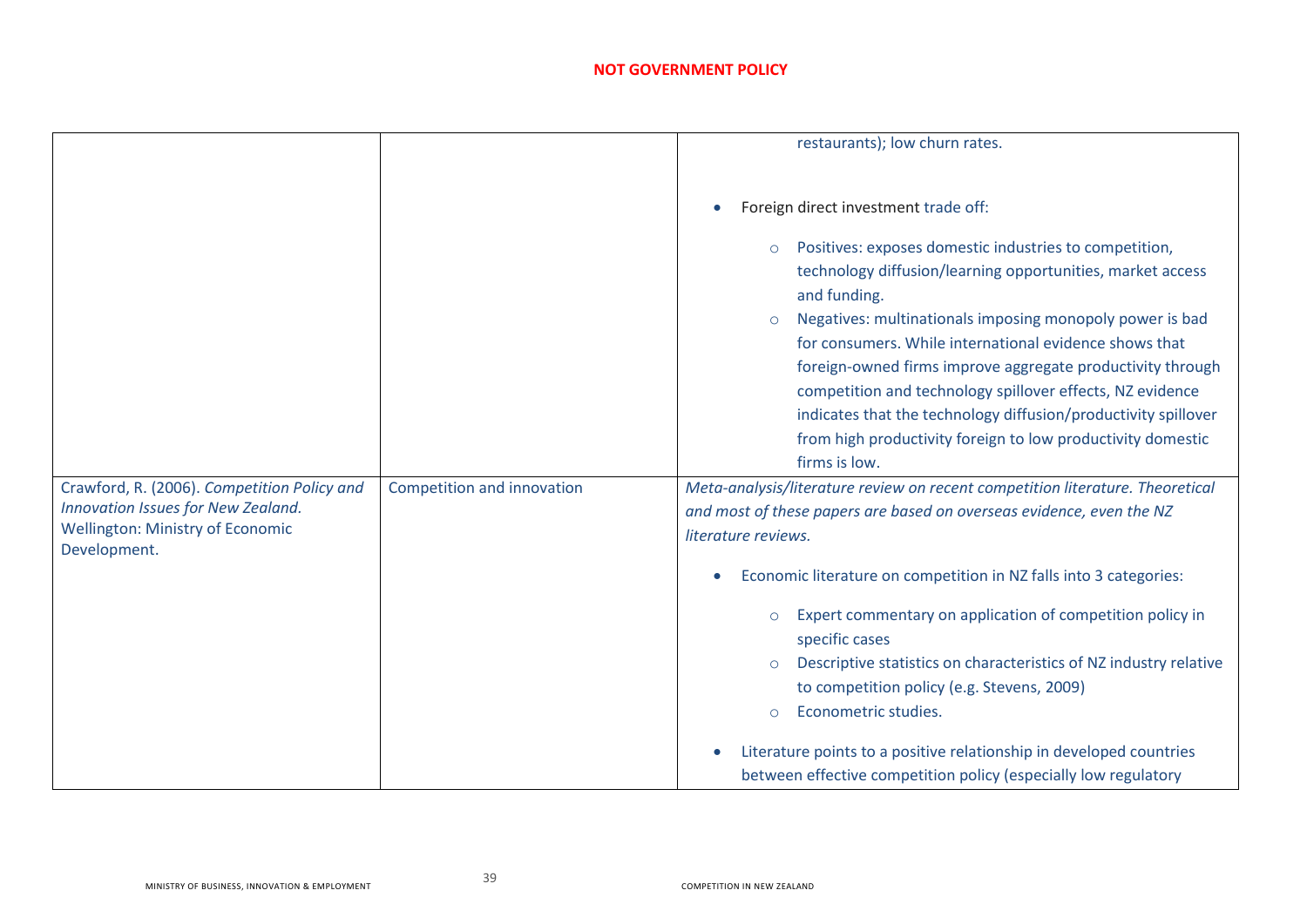**NOT GOVERNMENT POLICY**

| | | |
|---|---|---|
| | | restaurants); low churn rates.<br><br>• Foreign direct investment trade off:<br>  ○ Positives: exposes domestic industries to competition, technology diffusion/learning opportunities, market access and funding.<br>  ○ Negatives: multinationals imposing monopoly power is bad for consumers. While international evidence shows that foreign-owned firms improve aggregate productivity through competition and technology spillover effects, NZ evidence indicates that the technology diffusion/productivity spillover from high productivity foreign to low productivity domestic firms is low. |
| Crawford, R. (2006). *Competition Policy and Innovation Issues for New Zealand.* Wellington: Ministry of Economic Development. | Competition and innovation | *Meta-analysis/literature review on recent competition literature. Theoretical and most of these papers are based on overseas evidence, even the NZ literature reviews.*<br><br>• Economic literature on competition in NZ falls into 3 categories:<br>  ○ Expert commentary on application of competition policy in specific cases<br>  ○ Descriptive statistics on characteristics of NZ industry relative to competition policy (e.g. Stevens, 2009)<br>  ○ Econometric studies.<br><br>• Literature points to a positive relationship in developed countries between effective competition policy (especially low regulatory |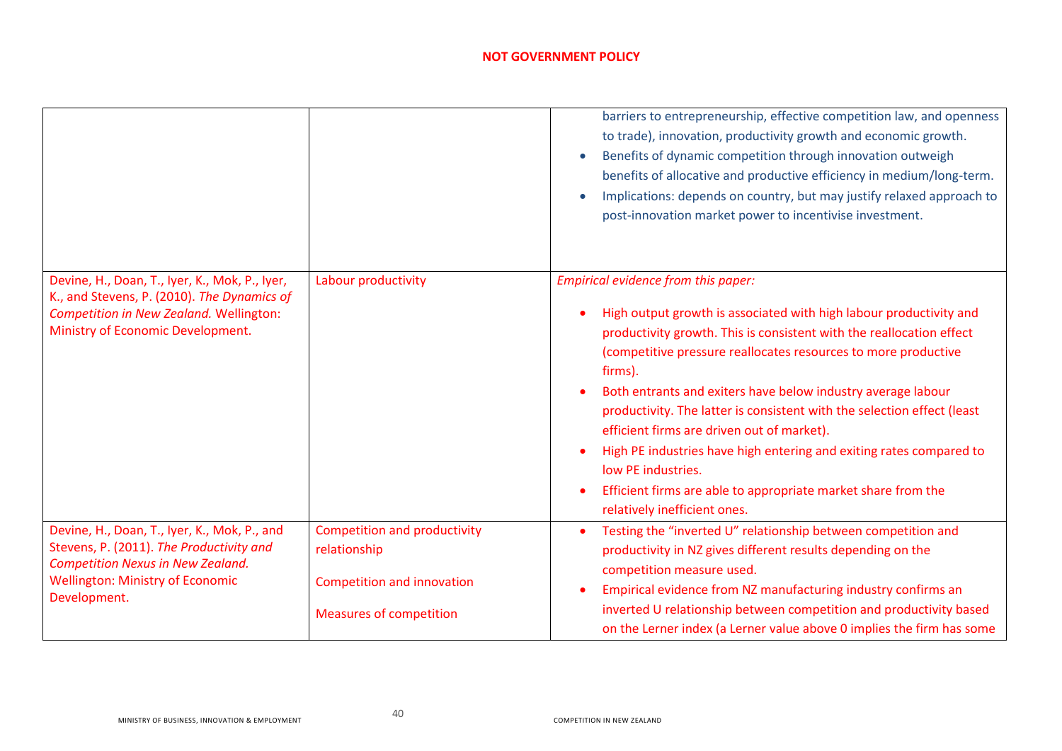**NOT GOVERNMENT POLICY**

| | | |
|---|---|---|
| | | barriers to entrepreneurship, effective competition law, and openness to trade), innovation, productivity growth and economic growth.<br>• Benefits of dynamic competition through innovation outweigh benefits of allocative and productive efficiency in medium/long-term.<br>• Implications: depends on country, but may justify relaxed approach to post-innovation market power to incentivise investment. |
| Devine, H., Doan, T., Iyer, K., Mok, P., Iyer, K., and Stevens, P. (2010). *The Dynamics of Competition in New Zealand.* Wellington: Ministry of Economic Development. | Labour productivity | *Empirical evidence from this paper:*<br>• High output growth is associated with high labour productivity and productivity growth. This is consistent with the reallocation effect (competitive pressure reallocates resources to more productive firms).<br>• Both entrants and exiters have below industry average labour productivity. The latter is consistent with the selection effect (least efficient firms are driven out of market).<br>• High PE industries have high entering and exiting rates compared to low PE industries.<br>• Efficient firms are able to appropriate market share from the relatively inefficient ones. |
| Devine, H., Doan, T., Iyer, K., Mok, P., and Stevens, P. (2011). *The Productivity and Competition Nexus in New Zealand.* Wellington: Ministry of Economic Development. | Competition and productivity relationship<br><br>Competition and innovation<br><br>Measures of competition | • Testing the "inverted U" relationship between competition and productivity in NZ gives different results depending on the competition measure used.<br>• Empirical evidence from NZ manufacturing industry confirms an inverted U relationship between competition and productivity based on the Lerner index (a Lerner value above 0 implies the firm has some |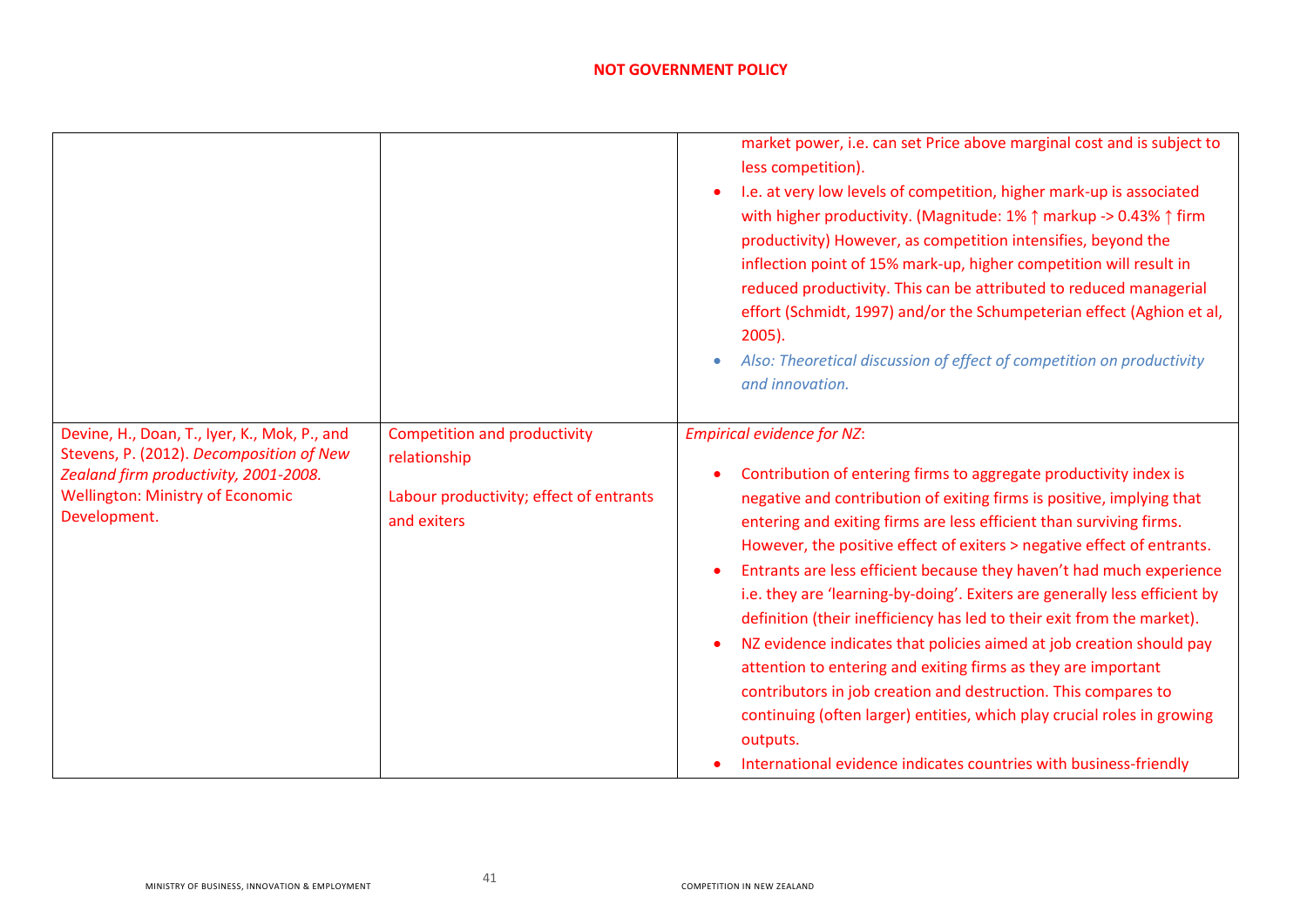| | | |
|---|---|---|
| | | market power, i.e. can set Price above marginal cost and is subject to less competition).<br>• I.e. at very low levels of competition, higher mark-up is associated with higher productivity. (Magnitude: 1% ↑ markup -> 0.43% ↑ firm productivity) However, as competition intensifies, beyond the inflection point of 15% mark-up, higher competition will result in reduced productivity. This can be attributed to reduced managerial effort (Schmidt, 1997) and/or the Schumpeterian effect (Aghion et al, 2005).<br>• *Also: Theoretical discussion of effect of competition on productivity and innovation.* |
| Devine, H., Doan, T., Iyer, K., Mok, P., and Stevens, P. (2012). *Decomposition of New Zealand firm productivity, 2001-2008.* Wellington: Ministry of Economic Development. | Competition and productivity relationship<br><br>Labour productivity; effect of entrants and exiters | *Empirical evidence for NZ*:<br>• Contribution of entering firms to aggregate productivity index is negative and contribution of exiting firms is positive, implying that entering and exiting firms are less efficient than surviving firms. However, the positive effect of exiters > negative effect of entrants.<br>• Entrants are less efficient because they haven't had much experience i.e. they are 'learning-by-doing'. Exiters are generally less efficient by definition (their inefficiency has led to their exit from the market).<br>• NZ evidence indicates that policies aimed at job creation should pay attention to entering and exiting firms as they are important contributors in job creation and destruction. This compares to continuing (often larger) entities, which play crucial roles in growing outputs.<br>• International evidence indicates countries with business-friendly |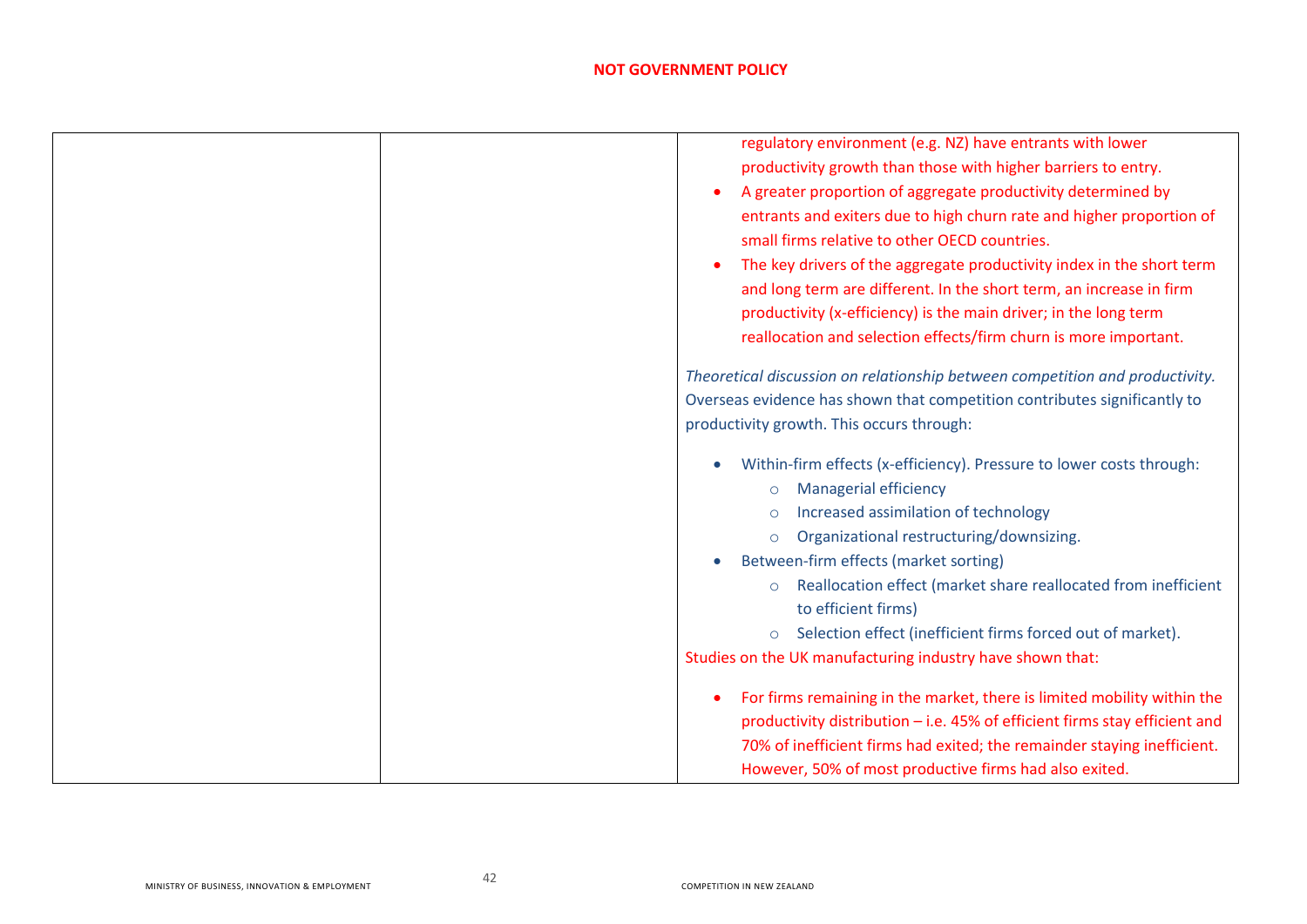**NOT GOVERNMENT POLICY**

| | | |
|---|---|---|
| | | regulatory environment (e.g. NZ) have entrants with lower productivity growth than those with higher barriers to entry.<br>• A greater proportion of aggregate productivity determined by entrants and exiters due to high churn rate and higher proportion of small firms relative to other OECD countries.<br>• The key drivers of the aggregate productivity index in the short term and long term are different. In the short term, an increase in firm productivity (x-efficiency) is the main driver; in the long term reallocation and selection effects/firm churn is more important.<br><br>*Theoretical discussion on relationship between competition and productivity.* Overseas evidence has shown that competition contributes significantly to productivity growth. This occurs through:<br><br>• Within-firm effects (x-efficiency). Pressure to lower costs through:<br>  ○ Managerial efficiency<br>  ○ Increased assimilation of technology<br>  ○ Organizational restructuring/downsizing.<br>• Between-firm effects (market sorting)<br>  ○ Reallocation effect (market share reallocated from inefficient to efficient firms)<br>  ○ Selection effect (inefficient firms forced out of market).<br><br>Studies on the UK manufacturing industry have shown that:<br><br>• For firms remaining in the market, there is limited mobility within the productivity distribution – i.e. 45% of efficient firms stay efficient and 70% of inefficient firms had exited; the remainder staying inefficient. However, 50% of most productive firms had also exited. |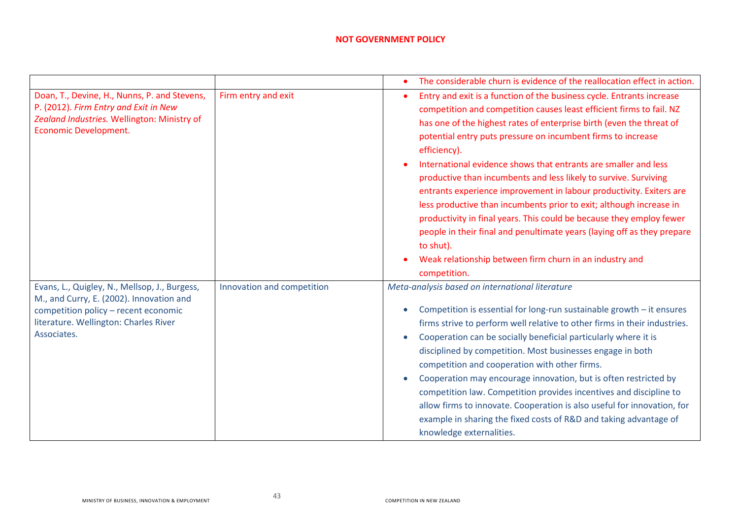**NOT GOVERNMENT POLICY**

| | | |
|---|---|---|
| | | • The considerable churn is evidence of the reallocation effect in action. |
| Doan, T., Devine, H., Nunns, P. and Stevens, P. (2012). *Firm Entry and Exit in New Zealand Industries.* Wellington: Ministry of Economic Development. | Firm entry and exit | • Entry and exit is a function of the business cycle. Entrants increase competition and competition causes least efficient firms to fail. NZ has one of the highest rates of enterprise birth (even the threat of potential entry puts pressure on incumbent firms to increase efficiency).<br>• International evidence shows that entrants are smaller and less productive than incumbents and less likely to survive. Surviving entrants experience improvement in labour productivity. Exiters are less productive than incumbents prior to exit; although increase in productivity in final years. This could be because they employ fewer people in their final and penultimate years (laying off as they prepare to shut).<br>• Weak relationship between firm churn in an industry and competition. |
| Evans, L., Quigley, N., Mellsop, J., Burgess, M., and Curry, E. (2002). Innovation and competition policy – recent economic literature. Wellington: Charles River Associates. | Innovation and competition | *Meta-analysis based on international literature*<br>• Competition is essential for long-run sustainable growth – it ensures firms strive to perform well relative to other firms in their industries.<br>• Cooperation can be socially beneficial particularly where it is disciplined by competition. Most businesses engage in both competition and cooperation with other firms.<br>• Cooperation may encourage innovation, but is often restricted by competition law. Competition provides incentives and discipline to allow firms to innovate. Cooperation is also useful for innovation, for example in sharing the fixed costs of R&D and taking advantage of knowledge externalities. |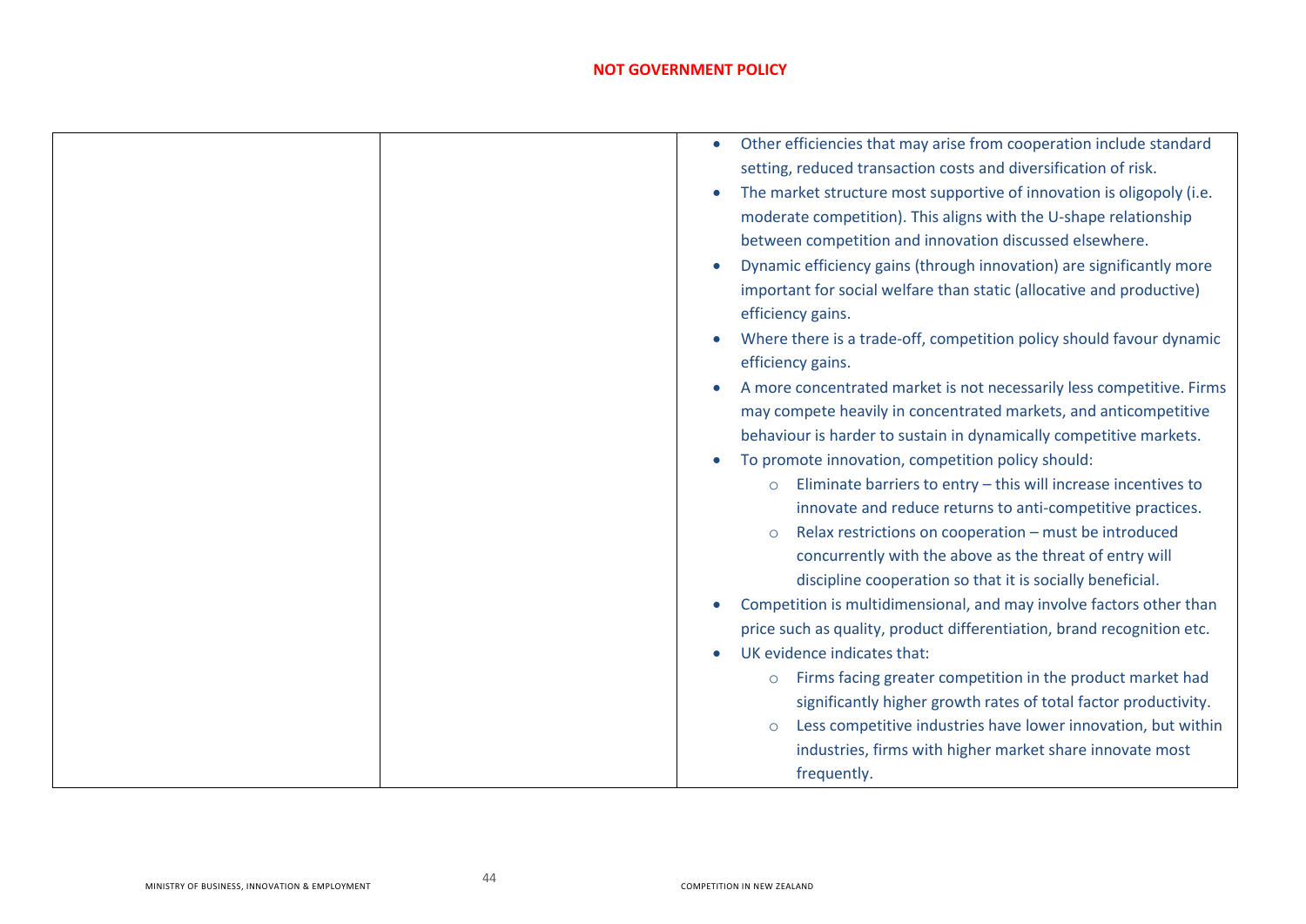**NOT GOVERNMENT POLICY**

| | | |
|---|---|---|
| | | • Other efficiencies that may arise from cooperation include standard setting, reduced transaction costs and diversification of risk.<br>• The market structure most supportive of innovation is oligopoly (i.e. moderate competition). This aligns with the U-shape relationship between competition and innovation discussed elsewhere.<br>• Dynamic efficiency gains (through innovation) are significantly more important for social welfare than static (allocative and productive) efficiency gains.<br>• Where there is a trade-off, competition policy should favour dynamic efficiency gains.<br>• A more concentrated market is not necessarily less competitive. Firms may compete heavily in concentrated markets, and anticompetitive behaviour is harder to sustain in dynamically competitive markets.<br>• To promote innovation, competition policy should:<br>&nbsp;&nbsp;&nbsp;&nbsp;○ Eliminate barriers to entry – this will increase incentives to innovate and reduce returns to anti-competitive practices.<br>&nbsp;&nbsp;&nbsp;&nbsp;○ Relax restrictions on cooperation – must be introduced concurrently with the above as the threat of entry will discipline cooperation so that it is socially beneficial.<br>• Competition is multidimensional, and may involve factors other than price such as quality, product differentiation, brand recognition etc.<br>• UK evidence indicates that:<br>&nbsp;&nbsp;&nbsp;&nbsp;○ Firms facing greater competition in the product market had significantly higher growth rates of total factor productivity.<br>&nbsp;&nbsp;&nbsp;&nbsp;○ Less competitive industries have lower innovation, but within industries, firms with higher market share innovate most frequently. |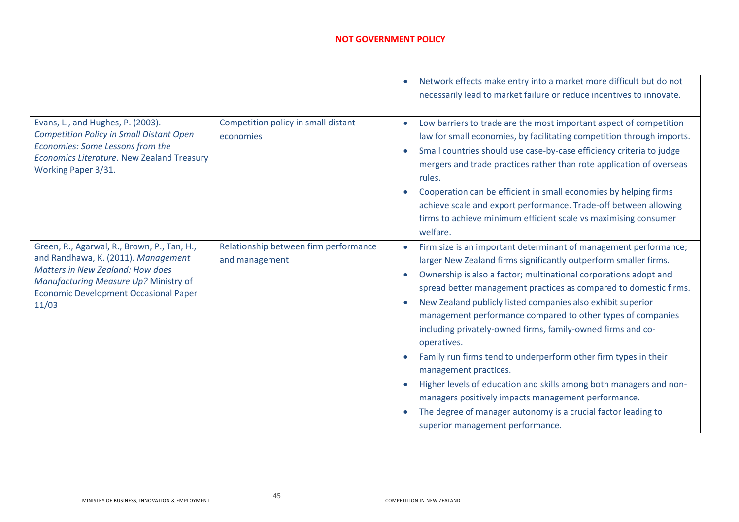**NOT GOVERNMENT POLICY**

| | | |
|---|---|---|
| | | • Network effects make entry into a market more difficult but do not necessarily lead to market failure or reduce incentives to innovate. |
| Evans, L., and Hughes, P. (2003). *Competition Policy in Small Distant Open Economies: Some Lessons from the Economics Literature*. New Zealand Treasury Working Paper 3/31. | Competition policy in small distant economies | • Low barriers to trade are the most important aspect of competition law for small economies, by facilitating competition through imports.<br>• Small countries should use case-by-case efficiency criteria to judge mergers and trade practices rather than rote application of overseas rules.<br>• Cooperation can be efficient in small economies by helping firms achieve scale and export performance. Trade-off between allowing firms to achieve minimum efficient scale vs maximising consumer welfare. |
| Green, R., Agarwal, R., Brown, P., Tan, H., and Randhawa, K. (2011). *Management Matters in New Zealand: How does Manufacturing Measure Up?* Ministry of Economic Development Occasional Paper 11/03 | Relationship between firm performance and management | • Firm size is an important determinant of management performance; larger New Zealand firms significantly outperform smaller firms.<br>• Ownership is also a factor; multinational corporations adopt and spread better management practices as compared to domestic firms.<br>• New Zealand publicly listed companies also exhibit superior management performance compared to other types of companies including privately-owned firms, family-owned firms and co-operatives.<br>• Family run firms tend to underperform other firm types in their management practices.<br>• Higher levels of education and skills among both managers and non-managers positively impacts management performance.<br>• The degree of manager autonomy is a crucial factor leading to superior management performance. |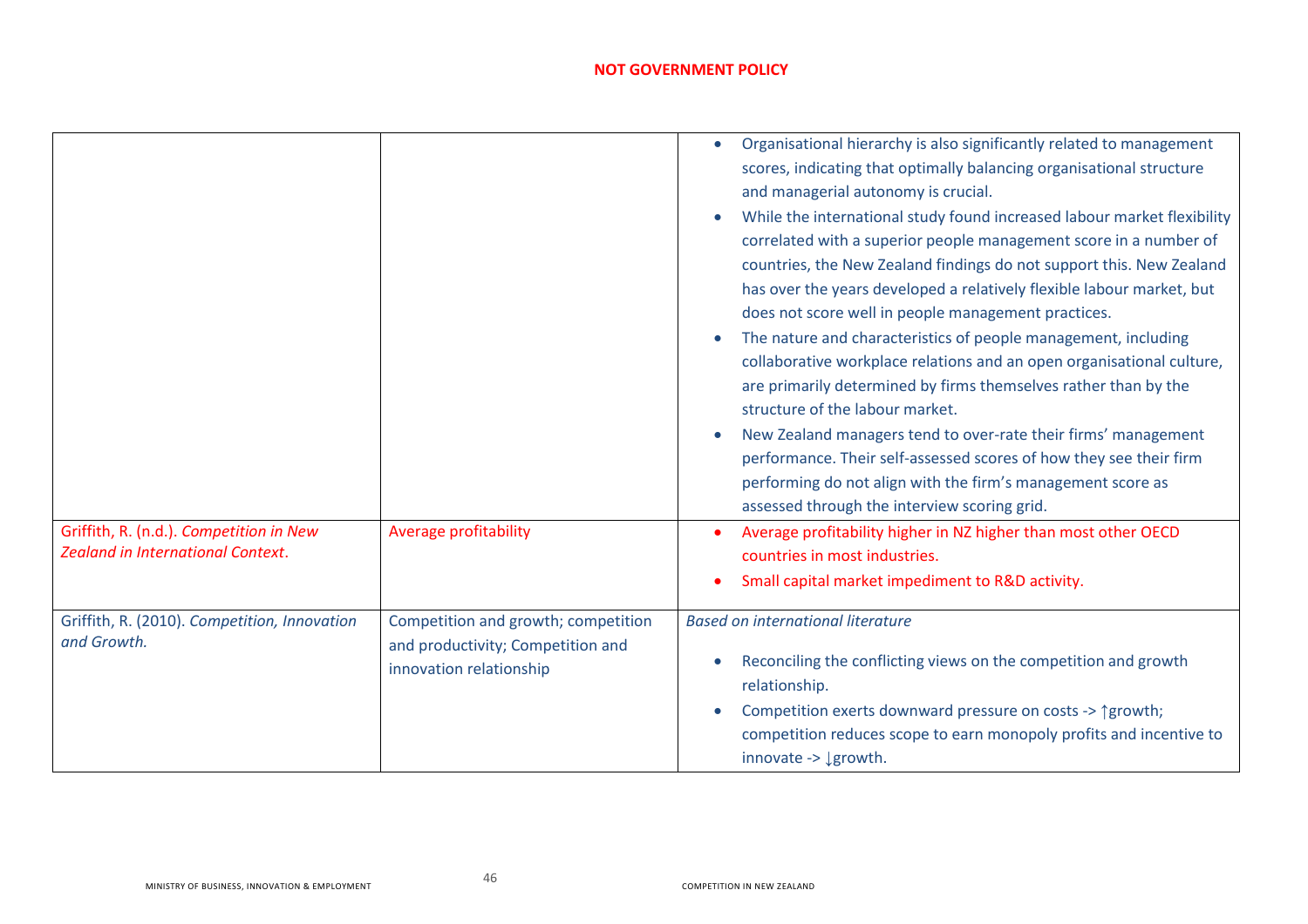NOT GOVERNMENT POLICY

| | | |
|---|---|---|
| | | • Organisational hierarchy is also significantly related to management scores, indicating that optimally balancing organisational structure and managerial autonomy is crucial.<br>• While the international study found increased labour market flexibility correlated with a superior people management score in a number of countries, the New Zealand findings do not support this. New Zealand has over the years developed a relatively flexible labour market, but does not score well in people management practices.<br>• The nature and characteristics of people management, including collaborative workplace relations and an open organisational culture, are primarily determined by firms themselves rather than by the structure of the labour market.<br>• New Zealand managers tend to over-rate their firms' management performance. Their self-assessed scores of how they see their firm performing do not align with the firm's management score as assessed through the interview scoring grid. |
| Griffith, R. (n.d.). *Competition in New Zealand in International Context*. | Average profitability | • Average profitability higher in NZ higher than most other OECD countries in most industries.<br>• Small capital market impediment to R&D activity. |
| Griffith, R. (2010). *Competition, Innovation and Growth.* | Competition and growth; competition and productivity; Competition and innovation relationship | *Based on international literature*<br>• Reconciling the conflicting views on the competition and growth relationship.<br>• Competition exerts downward pressure on costs -> ↑growth; competition reduces scope to earn monopoly profits and incentive to innovate -> ↓growth. |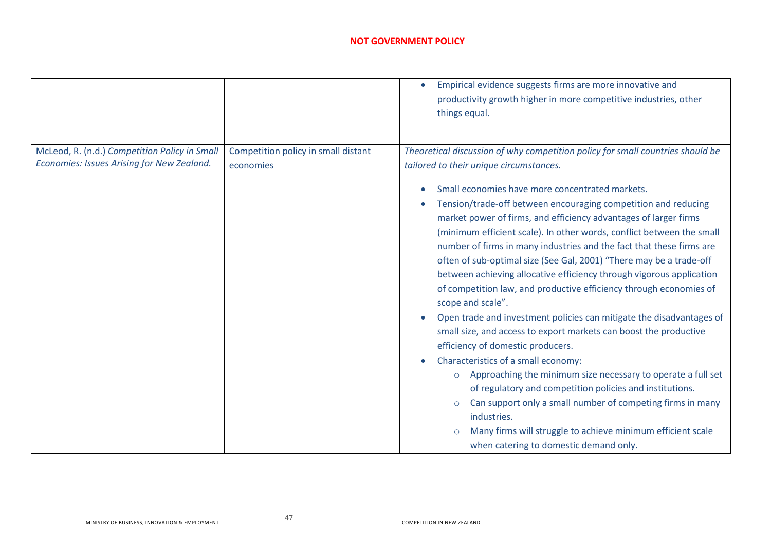**NOT GOVERNMENT POLICY**

| | | |
|---|---|---|
| | | • Empirical evidence suggests firms are more innovative and productivity growth higher in more competitive industries, other things equal. |
| McLeod, R. (n.d.) *Competition Policy in Small Economies: Issues Arising for New Zealand.* | Competition policy in small distant economies | *Theoretical discussion of why competition policy for small countries should be tailored to their unique circumstances.*<br><br>• Small economies have more concentrated markets.<br>• Tension/trade-off between encouraging competition and reducing market power of firms, and efficiency advantages of larger firms (minimum efficient scale). In other words, conflict between the small number of firms in many industries and the fact that these firms are often of sub-optimal size (See Gal, 2001) "There may be a trade-off between achieving allocative efficiency through vigorous application of competition law, and productive efficiency through economies of scope and scale".<br>• Open trade and investment policies can mitigate the disadvantages of small size, and access to export markets can boost the productive efficiency of domestic producers.<br>• Characteristics of a small economy:<br>&nbsp;&nbsp;&nbsp;&nbsp;○ Approaching the minimum size necessary to operate a full set of regulatory and competition policies and institutions.<br>&nbsp;&nbsp;&nbsp;&nbsp;○ Can support only a small number of competing firms in many industries.<br>&nbsp;&nbsp;&nbsp;&nbsp;○ Many firms will struggle to achieve minimum efficient scale when catering to domestic demand only. |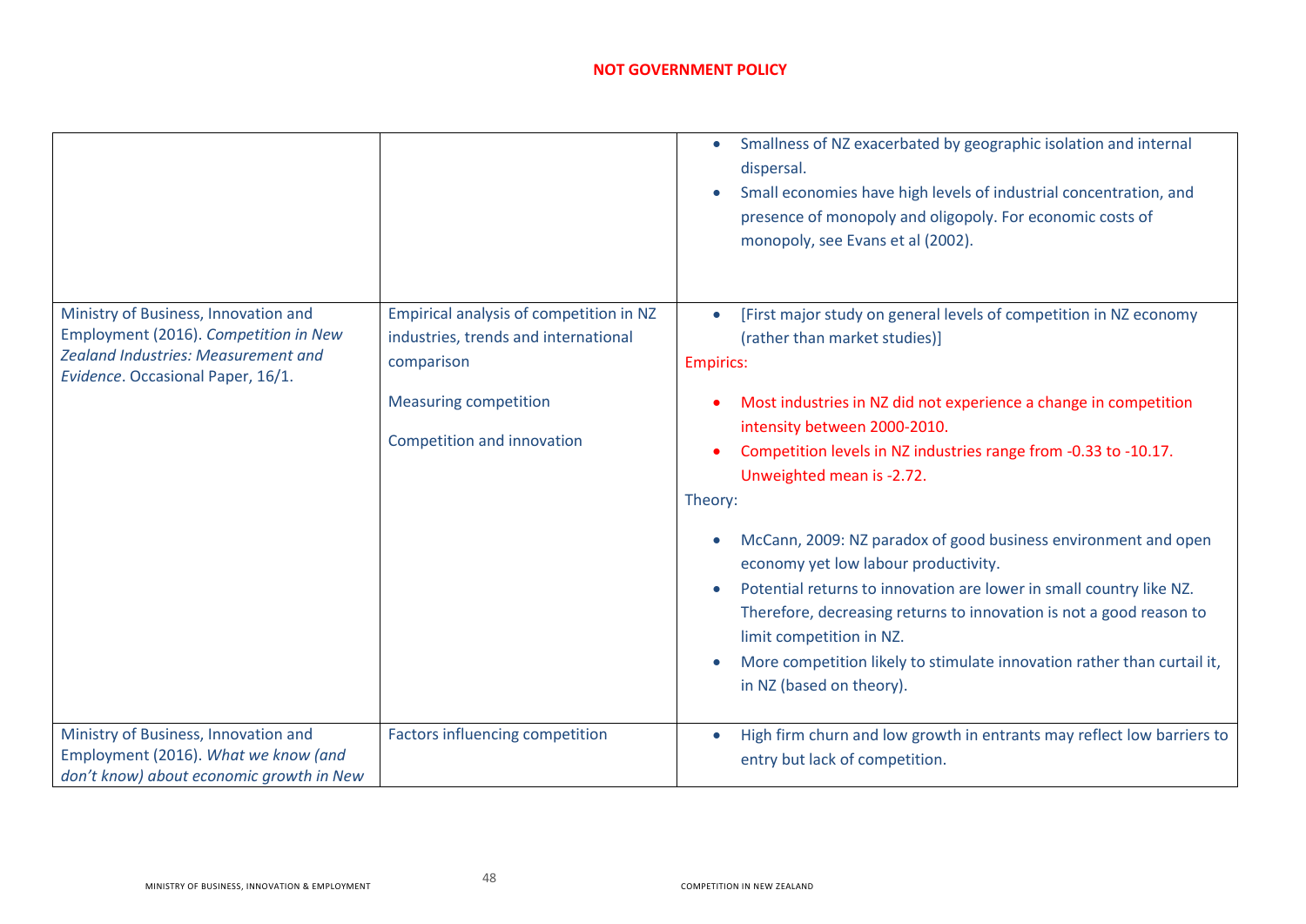**NOT GOVERNMENT POLICY**

| | | |
|---|---|---|
| | | • Smallness of NZ exacerbated by geographic isolation and internal dispersal.<br>• Small economies have high levels of industrial concentration, and presence of monopoly and oligopoly. For economic costs of monopoly, see Evans et al (2002). |
| Ministry of Business, Innovation and Employment (2016). *Competition in New Zealand Industries: Measurement and Evidence*. Occasional Paper, 16/1. | Empirical analysis of competition in NZ industries, trends and international comparison<br><br>Measuring competition<br><br>Competition and innovation | • [First major study on general levels of competition in NZ economy (rather than market studies)]<br>Empirics:<br>• Most industries in NZ did not experience a change in competition intensity between 2000-2010.<br>• Competition levels in NZ industries range from -0.33 to -10.17. Unweighted mean is -2.72.<br>Theory:<br>• McCann, 2009: NZ paradox of good business environment and open economy yet low labour productivity.<br>• Potential returns to innovation are lower in small country like NZ. Therefore, decreasing returns to innovation is not a good reason to limit competition in NZ.<br>• More competition likely to stimulate innovation rather than curtail it, in NZ (based on theory). |
| Ministry of Business, Innovation and Employment (2016). *What we know (and don't know) about economic growth in New* | Factors influencing competition | • High firm churn and low growth in entrants may reflect low barriers to entry but lack of competition. |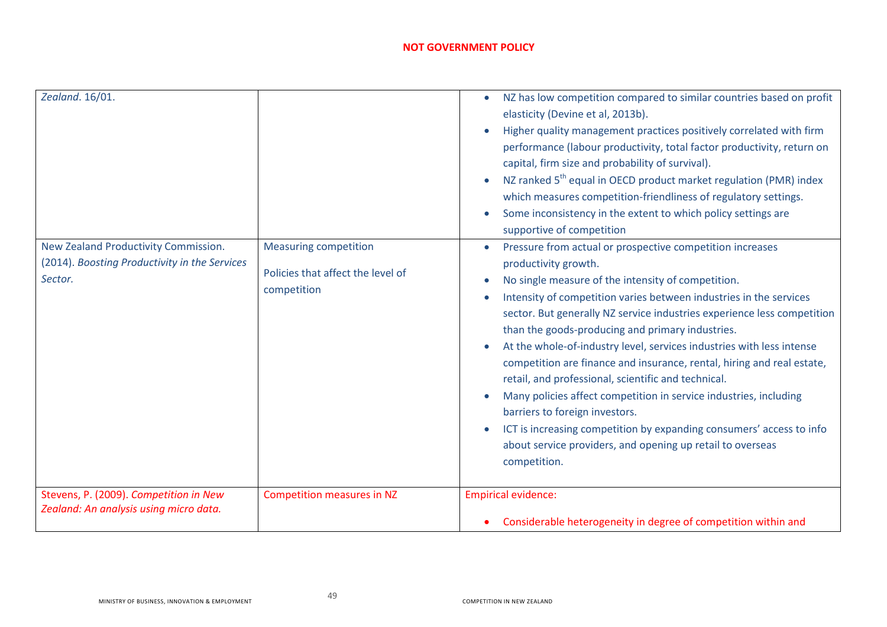**NOT GOVERNMENT POLICY**

| | | |
|---|---|---|
| *Zealand*. 16/01. | | • NZ has low competition compared to similar countries based on profit elasticity (Devine et al, 2013b).<br>• Higher quality management practices positively correlated with firm performance (labour productivity, total factor productivity, return on capital, firm size and probability of survival).<br>• NZ ranked 5th equal in OECD product market regulation (PMR) index which measures competition-friendliness of regulatory settings.<br>• Some inconsistency in the extent to which policy settings are supportive of competition |
| New Zealand Productivity Commission. (2014). *Boosting Productivity in the Services Sector.* | Measuring competition<br><br>Policies that affect the level of competition | • Pressure from actual or prospective competition increases productivity growth.<br>• No single measure of the intensity of competition.<br>• Intensity of competition varies between industries in the services sector. But generally NZ service industries experience less competition than the goods-producing and primary industries.<br>• At the whole-of-industry level, services industries with less intense competition are finance and insurance, rental, hiring and real estate, retail, and professional, scientific and technical.<br>• Many policies affect competition in service industries, including barriers to foreign investors.<br>• ICT is increasing competition by expanding consumers' access to info about service providers, and opening up retail to overseas competition. |
| Stevens, P. (2009). *Competition in New Zealand: An analysis using micro data.* | Competition measures in NZ | Empirical evidence:<br><br>• Considerable heterogeneity in degree of competition within and |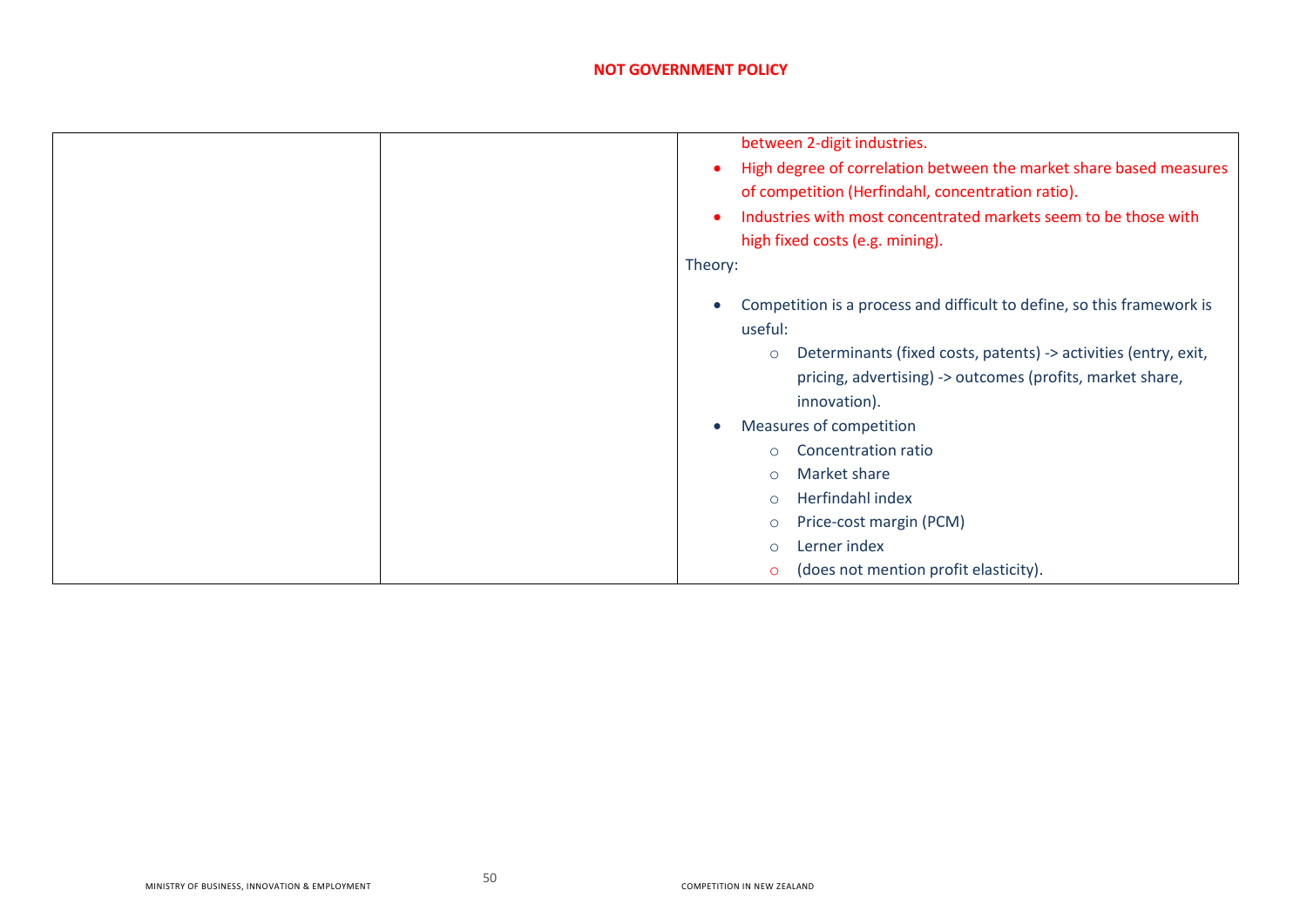| | | |
|---|---|---|
| | | between 2-digit industries.<br>• High degree of correlation between the market share based measures of competition (Herfindahl, concentration ratio).<br>• Industries with most concentrated markets seem to be those with high fixed costs (e.g. mining).<br>Theory:<br>• Competition is a process and difficult to define, so this framework is useful:<br>  ○ Determinants (fixed costs, patents) -> activities (entry, exit, pricing, advertising) -> outcomes (profits, market share, innovation).<br>• Measures of competition<br>  ○ Concentration ratio<br>  ○ Market share<br>  ○ Herfindahl index<br>  ○ Price-cost margin (PCM)<br>  ○ Lerner index<br>  ○ (does not mention profit elasticity). |